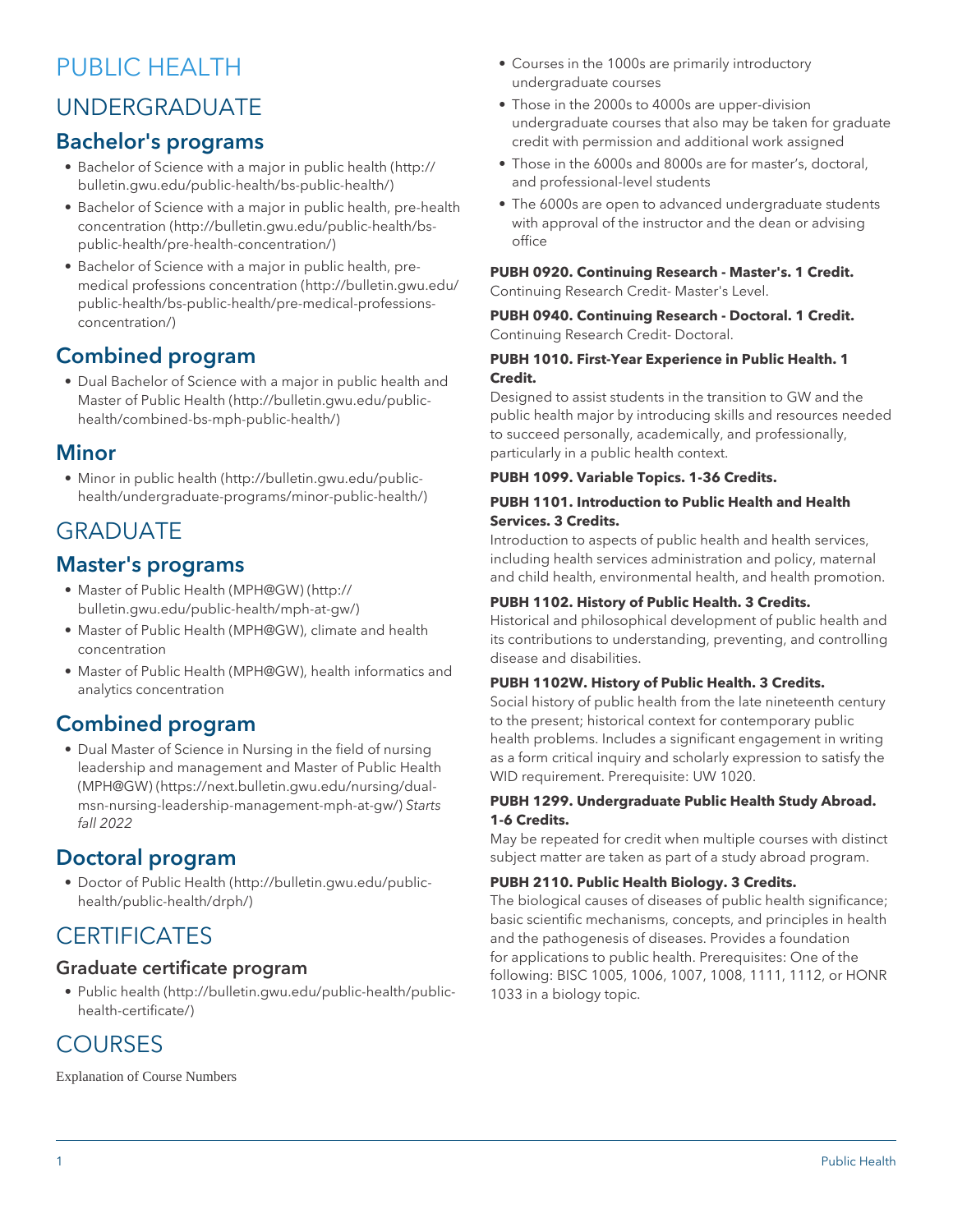# PUBLIC HEALTH

## UNDERGRADUATE

### Bachelor's programs

- Bachelor of Science with a major in public health (http://bulletin.gwu.edu/public-health/bs-public-health/)
- Bachelor of Science with a major in public health, pre-health concentration (http://bulletin.gwu.edu/public-health/bs-public-health/pre-health-concentration/)
- Bachelor of Science with a major in public health, pre-medical professions concentration (http://bulletin.gwu.edu/public-health/bs-public-health/pre-medical-professions-concentration/)

### Combined program

- Dual Bachelor of Science with a major in public health and Master of Public Health (http://bulletin.gwu.edu/public-health/combined-bs-mph-public-health/)

### Minor

- Minor in public health (http://bulletin.gwu.edu/public-health/undergraduate-programs/minor-public-health/)

## GRADUATE

### Master's programs

- Master of Public Health (MPH@GW) (http://bulletin.gwu.edu/public-health/mph-at-gw/)
- Master of Public Health (MPH@GW), climate and health concentration
- Master of Public Health (MPH@GW), health informatics and analytics concentration

### Combined program

- Dual Master of Science in Nursing in the field of nursing leadership and management and Master of Public Health (MPH@GW) (https://next.bulletin.gwu.edu/nursing/dual-msn-nursing-leadership-management-mph-at-gw/) *Starts fall 2022*

### Doctoral program

- Doctor of Public Health (http://bulletin.gwu.edu/public-health/public-health/drph/)

## CERTIFICATES

### Graduate certificate program

- Public health (http://bulletin.gwu.edu/public-health/public-health-certificate/)

## COURSES

Explanation of Course Numbers

- Courses in the 1000s are primarily introductory undergraduate courses
- Those in the 2000s to 4000s are upper-division undergraduate courses that also may be taken for graduate credit with permission and additional work assigned
- Those in the 6000s and 8000s are for master's, doctoral, and professional-level students
- The 6000s are open to advanced undergraduate students with approval of the instructor and the dean or advising office

**PUBH 0920. Continuing Research - Master's. 1 Credit.**
Continuing Research Credit- Master's Level.

**PUBH 0940. Continuing Research - Doctoral. 1 Credit.**
Continuing Research Credit- Doctoral.

**PUBH 1010. First-Year Experience in Public Health. 1 Credit.**
Designed to assist students in the transition to GW and the public health major by introducing skills and resources needed to succeed personally, academically, and professionally, particularly in a public health context.

**PUBH 1099. Variable Topics. 1-36 Credits.**

**PUBH 1101. Introduction to Public Health and Health Services. 3 Credits.**
Introduction to aspects of public health and health services, including health services administration and policy, maternal and child health, environmental health, and health promotion.

**PUBH 1102. History of Public Health. 3 Credits.**
Historical and philosophical development of public health and its contributions to understanding, preventing, and controlling disease and disabilities.

**PUBH 1102W. History of Public Health. 3 Credits.**
Social history of public health from the late nineteenth century to the present; historical context for contemporary public health problems. Includes a significant engagement in writing as a form critical inquiry and scholarly expression to satisfy the WID requirement. Prerequisite: UW 1020.

**PUBH 1299. Undergraduate Public Health Study Abroad. 1-6 Credits.**
May be repeated for credit when multiple courses with distinct subject matter are taken as part of a study abroad program.

**PUBH 2110. Public Health Biology. 3 Credits.**
The biological causes of diseases of public health significance; basic scientific mechanisms, concepts, and principles in health and the pathogenesis of diseases. Provides a foundation for applications to public health. Prerequisites: One of the following: BISC 1005, 1006, 1007, 1008, 1111, 1112, or HONR 1033 in a biology topic.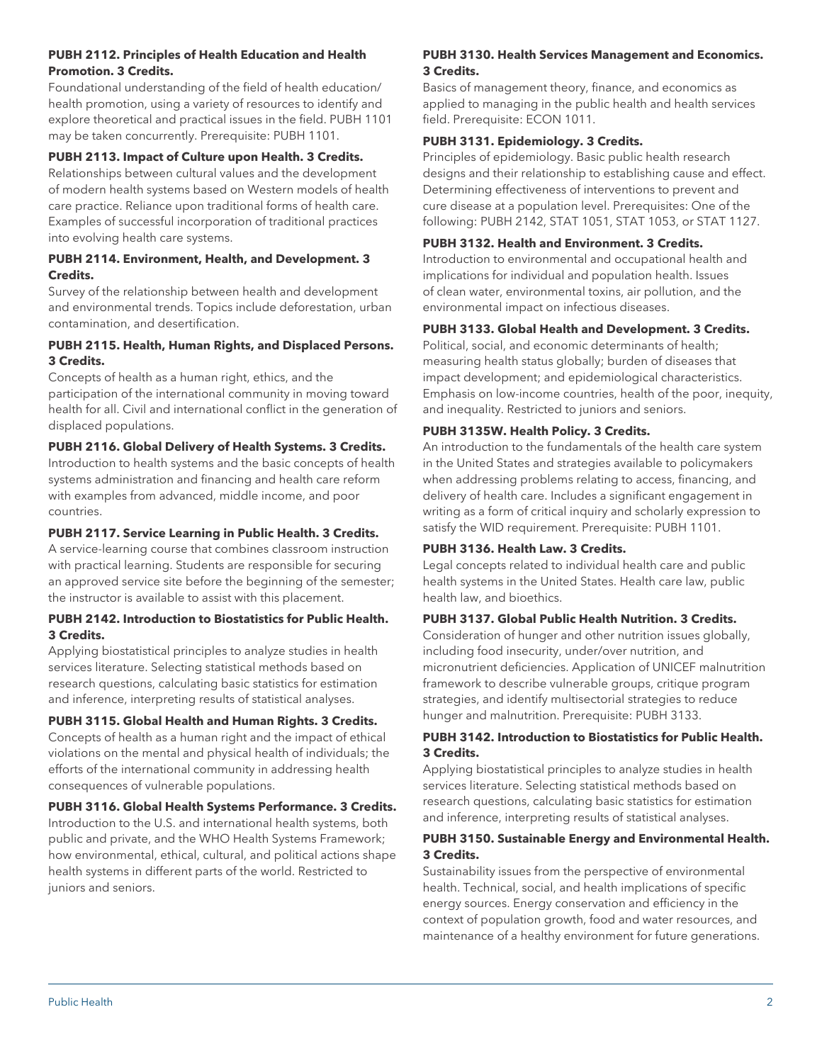**PUBH 2112. Principles of Health Education and Health Promotion. 3 Credits.**

Foundational understanding of the field of health education/health promotion, using a variety of resources to identify and explore theoretical and practical issues in the field. PUBH 1101 may be taken concurrently. Prerequisite: PUBH 1101.

**PUBH 2113. Impact of Culture upon Health. 3 Credits.**

Relationships between cultural values and the development of modern health systems based on Western models of health care practice. Reliance upon traditional forms of health care. Examples of successful incorporation of traditional practices into evolving health care systems.

**PUBH 2114. Environment, Health, and Development. 3 Credits.**

Survey of the relationship between health and development and environmental trends. Topics include deforestation, urban contamination, and desertification.

**PUBH 2115. Health, Human Rights, and Displaced Persons. 3 Credits.**

Concepts of health as a human right, ethics, and the participation of the international community in moving toward health for all. Civil and international conflict in the generation of displaced populations.

**PUBH 2116. Global Delivery of Health Systems. 3 Credits.**

Introduction to health systems and the basic concepts of health systems administration and financing and health care reform with examples from advanced, middle income, and poor countries.

**PUBH 2117. Service Learning in Public Health. 3 Credits.**

A service-learning course that combines classroom instruction with practical learning. Students are responsible for securing an approved service site before the beginning of the semester; the instructor is available to assist with this placement.

**PUBH 2142. Introduction to Biostatistics for Public Health. 3 Credits.**

Applying biostatistical principles to analyze studies in health services literature. Selecting statistical methods based on research questions, calculating basic statistics for estimation and inference, interpreting results of statistical analyses.

**PUBH 3115. Global Health and Human Rights. 3 Credits.**

Concepts of health as a human right and the impact of ethical violations on the mental and physical health of individuals; the efforts of the international community in addressing health consequences of vulnerable populations.

**PUBH 3116. Global Health Systems Performance. 3 Credits.**

Introduction to the U.S. and international health systems, both public and private, and the WHO Health Systems Framework; how environmental, ethical, cultural, and political actions shape health systems in different parts of the world. Restricted to juniors and seniors.

**PUBH 3130. Health Services Management and Economics. 3 Credits.**

Basics of management theory, finance, and economics as applied to managing in the public health and health services field. Prerequisite: ECON 1011.

**PUBH 3131. Epidemiology. 3 Credits.**

Principles of epidemiology. Basic public health research designs and their relationship to establishing cause and effect. Determining effectiveness of interventions to prevent and cure disease at a population level. Prerequisites: One of the following: PUBH 2142, STAT 1051, STAT 1053, or STAT 1127.

**PUBH 3132. Health and Environment. 3 Credits.**

Introduction to environmental and occupational health and implications for individual and population health. Issues of clean water, environmental toxins, air pollution, and the environmental impact on infectious diseases.

**PUBH 3133. Global Health and Development. 3 Credits.**

Political, social, and economic determinants of health; measuring health status globally; burden of diseases that impact development; and epidemiological characteristics. Emphasis on low-income countries, health of the poor, inequity, and inequality. Restricted to juniors and seniors.

**PUBH 3135W. Health Policy. 3 Credits.**

An introduction to the fundamentals of the health care system in the United States and strategies available to policymakers when addressing problems relating to access, financing, and delivery of health care. Includes a significant engagement in writing as a form of critical inquiry and scholarly expression to satisfy the WID requirement. Prerequisite: PUBH 1101.

**PUBH 3136. Health Law. 3 Credits.**

Legal concepts related to individual health care and public health systems in the United States. Health care law, public health law, and bioethics.

**PUBH 3137. Global Public Health Nutrition. 3 Credits.**

Consideration of hunger and other nutrition issues globally, including food insecurity, under/over nutrition, and micronutrient deficiencies. Application of UNICEF malnutrition framework to describe vulnerable groups, critique program strategies, and identify multisectorial strategies to reduce hunger and malnutrition. Prerequisite: PUBH 3133.

**PUBH 3142. Introduction to Biostatistics for Public Health. 3 Credits.**

Applying biostatistical principles to analyze studies in health services literature. Selecting statistical methods based on research questions, calculating basic statistics for estimation and inference, interpreting results of statistical analyses.

**PUBH 3150. Sustainable Energy and Environmental Health. 3 Credits.**

Sustainability issues from the perspective of environmental health. Technical, social, and health implications of specific energy sources. Energy conservation and efficiency in the context of population growth, food and water resources, and maintenance of a healthy environment for future generations.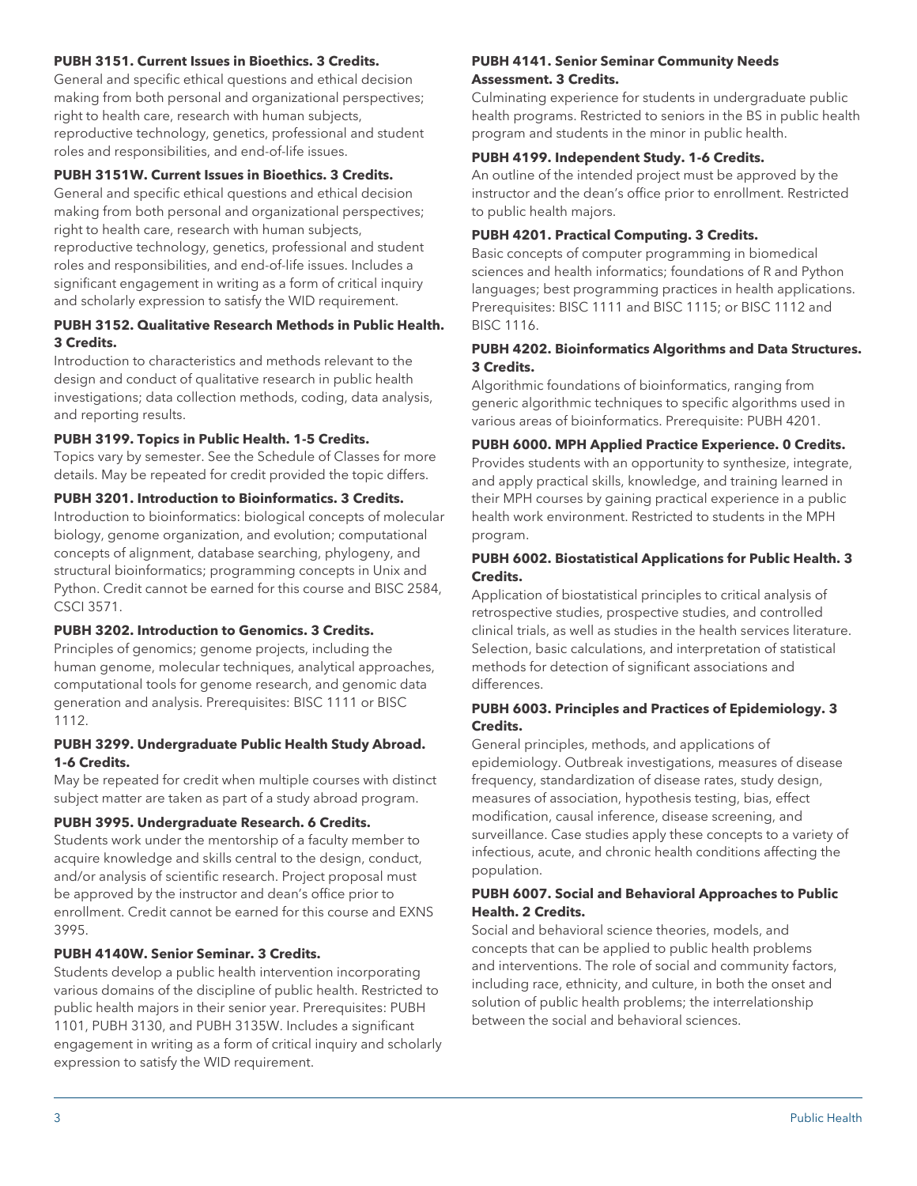**PUBH 3151. Current Issues in Bioethics. 3 Credits.**

General and specific ethical questions and ethical decision making from both personal and organizational perspectives; right to health care, research with human subjects, reproductive technology, genetics, professional and student roles and responsibilities, and end-of-life issues.

**PUBH 3151W. Current Issues in Bioethics. 3 Credits.**

General and specific ethical questions and ethical decision making from both personal and organizational perspectives; right to health care, research with human subjects, reproductive technology, genetics, professional and student roles and responsibilities, and end-of-life issues. Includes a significant engagement in writing as a form of critical inquiry and scholarly expression to satisfy the WID requirement.

**PUBH 3152. Qualitative Research Methods in Public Health. 3 Credits.**

Introduction to characteristics and methods relevant to the design and conduct of qualitative research in public health investigations; data collection methods, coding, data analysis, and reporting results.

**PUBH 3199. Topics in Public Health. 1-5 Credits.**

Topics vary by semester. See the Schedule of Classes for more details. May be repeated for credit provided the topic differs.

**PUBH 3201. Introduction to Bioinformatics. 3 Credits.**

Introduction to bioinformatics: biological concepts of molecular biology, genome organization, and evolution; computational concepts of alignment, database searching, phylogeny, and structural bioinformatics; programming concepts in Unix and Python. Credit cannot be earned for this course and BISC 2584, CSCI 3571.

**PUBH 3202. Introduction to Genomics. 3 Credits.**

Principles of genomics; genome projects, including the human genome, molecular techniques, analytical approaches, computational tools for genome research, and genomic data generation and analysis. Prerequisites: BISC 1111 or BISC 1112.

**PUBH 3299. Undergraduate Public Health Study Abroad. 1-6 Credits.**

May be repeated for credit when multiple courses with distinct subject matter are taken as part of a study abroad program.

**PUBH 3995. Undergraduate Research. 6 Credits.**

Students work under the mentorship of a faculty member to acquire knowledge and skills central to the design, conduct, and/or analysis of scientific research. Project proposal must be approved by the instructor and dean's office prior to enrollment. Credit cannot be earned for this course and EXNS 3995.

**PUBH 4140W. Senior Seminar. 3 Credits.**

Students develop a public health intervention incorporating various domains of the discipline of public health. Restricted to public health majors in their senior year. Prerequisites: PUBH 1101, PUBH 3130, and PUBH 3135W. Includes a significant engagement in writing as a form of critical inquiry and scholarly expression to satisfy the WID requirement.

**PUBH 4141. Senior Seminar Community Needs Assessment. 3 Credits.**

Culminating experience for students in undergraduate public health programs. Restricted to seniors in the BS in public health program and students in the minor in public health.

**PUBH 4199. Independent Study. 1-6 Credits.**

An outline of the intended project must be approved by the instructor and the dean's office prior to enrollment. Restricted to public health majors.

**PUBH 4201. Practical Computing. 3 Credits.**

Basic concepts of computer programming in biomedical sciences and health informatics; foundations of R and Python languages; best programming practices in health applications. Prerequisites: BISC 1111 and BISC 1115; or BISC 1112 and BISC 1116.

**PUBH 4202. Bioinformatics Algorithms and Data Structures. 3 Credits.**

Algorithmic foundations of bioinformatics, ranging from generic algorithmic techniques to specific algorithms used in various areas of bioinformatics. Prerequisite: PUBH 4201.

**PUBH 6000. MPH Applied Practice Experience. 0 Credits.**

Provides students with an opportunity to synthesize, integrate, and apply practical skills, knowledge, and training learned in their MPH courses by gaining practical experience in a public health work environment. Restricted to students in the MPH program.

**PUBH 6002. Biostatistical Applications for Public Health. 3 Credits.**

Application of biostatistical principles to critical analysis of retrospective studies, prospective studies, and controlled clinical trials, as well as studies in the health services literature. Selection, basic calculations, and interpretation of statistical methods for detection of significant associations and differences.

**PUBH 6003. Principles and Practices of Epidemiology. 3 Credits.**

General principles, methods, and applications of epidemiology. Outbreak investigations, measures of disease frequency, standardization of disease rates, study design, measures of association, hypothesis testing, bias, effect modification, causal inference, disease screening, and surveillance. Case studies apply these concepts to a variety of infectious, acute, and chronic health conditions affecting the population.

**PUBH 6007. Social and Behavioral Approaches to Public Health. 2 Credits.**

Social and behavioral science theories, models, and concepts that can be applied to public health problems and interventions. The role of social and community factors, including race, ethnicity, and culture, in both the onset and solution of public health problems; the interrelationship between the social and behavioral sciences.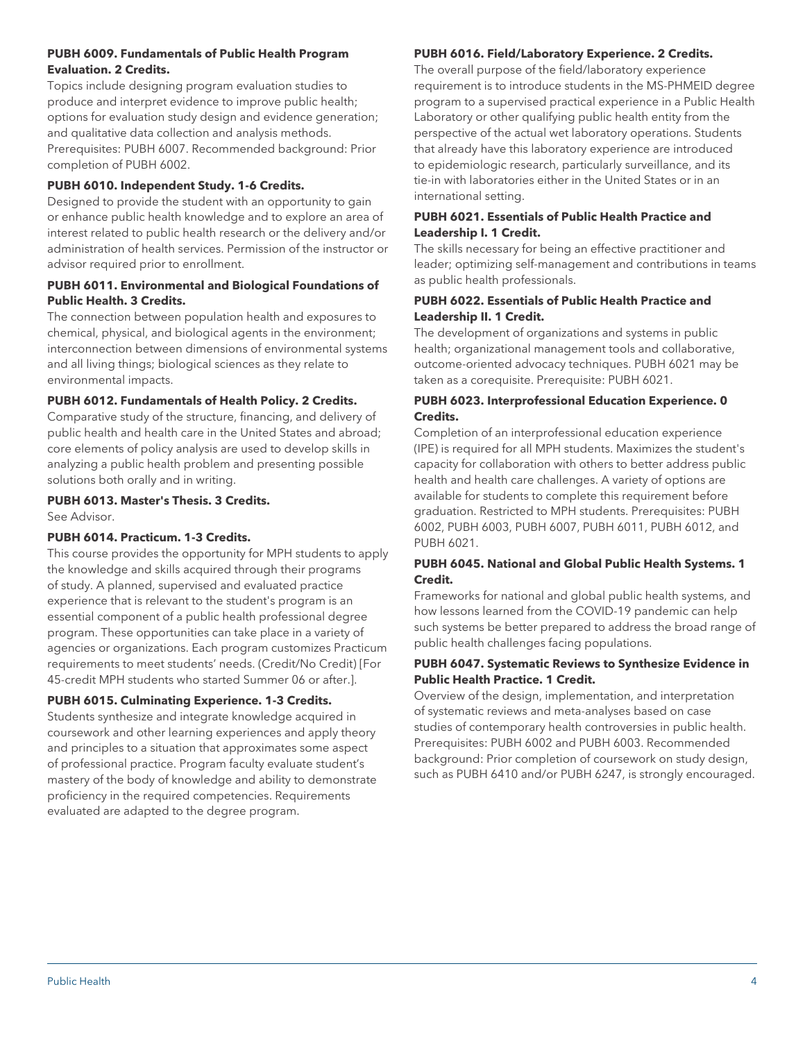**PUBH 6009. Fundamentals of Public Health Program Evaluation. 2 Credits.**

Topics include designing program evaluation studies to produce and interpret evidence to improve public health; options for evaluation study design and evidence generation; and qualitative data collection and analysis methods. Prerequisites: PUBH 6007. Recommended background: Prior completion of PUBH 6002.

**PUBH 6010. Independent Study. 1-6 Credits.**

Designed to provide the student with an opportunity to gain or enhance public health knowledge and to explore an area of interest related to public health research or the delivery and/or administration of health services. Permission of the instructor or advisor required prior to enrollment.

**PUBH 6011. Environmental and Biological Foundations of Public Health. 3 Credits.**

The connection between population health and exposures to chemical, physical, and biological agents in the environment; interconnection between dimensions of environmental systems and all living things; biological sciences as they relate to environmental impacts.

**PUBH 6012. Fundamentals of Health Policy. 2 Credits.**

Comparative study of the structure, financing, and delivery of public health and health care in the United States and abroad; core elements of policy analysis are used to develop skills in analyzing a public health problem and presenting possible solutions both orally and in writing.

**PUBH 6013. Master's Thesis. 3 Credits.**

See Advisor.

**PUBH 6014. Practicum. 1-3 Credits.**

This course provides the opportunity for MPH students to apply the knowledge and skills acquired through their programs of study. A planned, supervised and evaluated practice experience that is relevant to the student's program is an essential component of a public health professional degree program. These opportunities can take place in a variety of agencies or organizations. Each program customizes Practicum requirements to meet students' needs. (Credit/No Credit) [For 45-credit MPH students who started Summer 06 or after.].

**PUBH 6015. Culminating Experience. 1-3 Credits.**

Students synthesize and integrate knowledge acquired in coursework and other learning experiences and apply theory and principles to a situation that approximates some aspect of professional practice. Program faculty evaluate student's mastery of the body of knowledge and ability to demonstrate proficiency in the required competencies. Requirements evaluated are adapted to the degree program.

**PUBH 6016. Field/Laboratory Experience. 2 Credits.**

The overall purpose of the field/laboratory experience requirement is to introduce students in the MS-PHMEID degree program to a supervised practical experience in a Public Health Laboratory or other qualifying public health entity from the perspective of the actual wet laboratory operations. Students that already have this laboratory experience are introduced to epidemiologic research, particularly surveillance, and its tie-in with laboratories either in the United States or in an international setting.

**PUBH 6021. Essentials of Public Health Practice and Leadership I. 1 Credit.**

The skills necessary for being an effective practitioner and leader; optimizing self-management and contributions in teams as public health professionals.

**PUBH 6022. Essentials of Public Health Practice and Leadership II. 1 Credit.**

The development of organizations and systems in public health; organizational management tools and collaborative, outcome-oriented advocacy techniques. PUBH 6021 may be taken as a corequisite. Prerequisite: PUBH 6021.

**PUBH 6023. Interprofessional Education Experience. 0 Credits.**

Completion of an interprofessional education experience (IPE) is required for all MPH students. Maximizes the student's capacity for collaboration with others to better address public health and health care challenges. A variety of options are available for students to complete this requirement before graduation. Restricted to MPH students. Prerequisites: PUBH 6002, PUBH 6003, PUBH 6007, PUBH 6011, PUBH 6012, and PUBH 6021.

**PUBH 6045. National and Global Public Health Systems. 1 Credit.**

Frameworks for national and global public health systems, and how lessons learned from the COVID-19 pandemic can help such systems be better prepared to address the broad range of public health challenges facing populations.

**PUBH 6047. Systematic Reviews to Synthesize Evidence in Public Health Practice. 1 Credit.**

Overview of the design, implementation, and interpretation of systematic reviews and meta-analyses based on case studies of contemporary health controversies in public health. Prerequisites: PUBH 6002 and PUBH 6003. Recommended background: Prior completion of coursework on study design, such as PUBH 6410 and/or PUBH 6247, is strongly encouraged.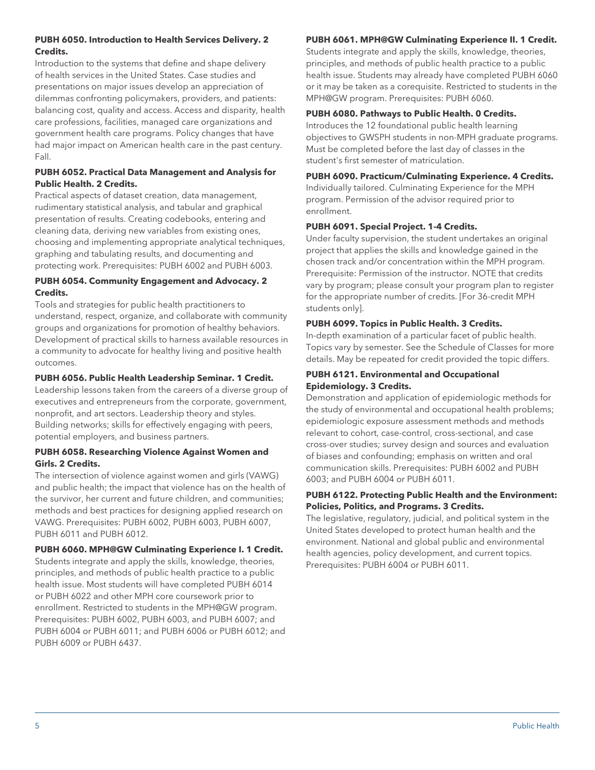**PUBH 6050. Introduction to Health Services Delivery. 2 Credits.**

Introduction to the systems that define and shape delivery of health services in the United States. Case studies and presentations on major issues develop an appreciation of dilemmas confronting policymakers, providers, and patients: balancing cost, quality and access. Access and disparity, health care professions, facilities, managed care organizations and government health care programs. Policy changes that have had major impact on American health care in the past century. Fall.

**PUBH 6052. Practical Data Management and Analysis for Public Health. 2 Credits.**

Practical aspects of dataset creation, data management, rudimentary statistical analysis, and tabular and graphical presentation of results. Creating codebooks, entering and cleaning data, deriving new variables from existing ones, choosing and implementing appropriate analytical techniques, graphing and tabulating results, and documenting and protecting work. Prerequisites: PUBH 6002 and PUBH 6003.

**PUBH 6054. Community Engagement and Advocacy. 2 Credits.**

Tools and strategies for public health practitioners to understand, respect, organize, and collaborate with community groups and organizations for promotion of healthy behaviors. Development of practical skills to harness available resources in a community to advocate for healthy living and positive health outcomes.

**PUBH 6056. Public Health Leadership Seminar. 1 Credit.**

Leadership lessons taken from the careers of a diverse group of executives and entrepreneurs from the corporate, government, nonprofit, and art sectors. Leadership theory and styles. Building networks; skills for effectively engaging with peers, potential employers, and business partners.

**PUBH 6058. Researching Violence Against Women and Girls. 2 Credits.**

The intersection of violence against women and girls (VAWG) and public health; the impact that violence has on the health of the survivor, her current and future children, and communities; methods and best practices for designing applied research on VAWG. Prerequisites: PUBH 6002, PUBH 6003, PUBH 6007, PUBH 6011 and PUBH 6012.

**PUBH 6060. MPH@GW Culminating Experience I. 1 Credit.**

Students integrate and apply the skills, knowledge, theories, principles, and methods of public health practice to a public health issue. Most students will have completed PUBH 6014 or PUBH 6022 and other MPH core coursework prior to enrollment. Restricted to students in the MPH@GW program. Prerequisites: PUBH 6002, PUBH 6003, and PUBH 6007; and PUBH 6004 or PUBH 6011; and PUBH 6006 or PUBH 6012; and PUBH 6009 or PUBH 6437.

**PUBH 6061. MPH@GW Culminating Experience II. 1 Credit.**

Students integrate and apply the skills, knowledge, theories, principles, and methods of public health practice to a public health issue. Students may already have completed PUBH 6060 or it may be taken as a corequisite. Restricted to students in the MPH@GW program. Prerequisites: PUBH 6060.

**PUBH 6080. Pathways to Public Health. 0 Credits.**

Introduces the 12 foundational public health learning objectives to GWSPH students in non-MPH graduate programs. Must be completed before the last day of classes in the student's first semester of matriculation.

**PUBH 6090. Practicum/Culminating Experience. 4 Credits.**

Individually tailored. Culminating Experience for the MPH program. Permission of the advisor required prior to enrollment.

**PUBH 6091. Special Project. 1-4 Credits.**

Under faculty supervision, the student undertakes an original project that applies the skills and knowledge gained in the chosen track and/or concentration within the MPH program. Prerequisite: Permission of the instructor. NOTE that credits vary by program; please consult your program plan to register for the appropriate number of credits. [For 36-credit MPH students only].

**PUBH 6099. Topics in Public Health. 3 Credits.**

In-depth examination of a particular facet of public health. Topics vary by semester. See the Schedule of Classes for more details. May be repeated for credit provided the topic differs.

**PUBH 6121. Environmental and Occupational Epidemiology. 3 Credits.**

Demonstration and application of epidemiologic methods for the study of environmental and occupational health problems; epidemiologic exposure assessment methods and methods relevant to cohort, case-control, cross-sectional, and case cross-over studies; survey design and sources and evaluation of biases and confounding; emphasis on written and oral communication skills. Prerequisites: PUBH 6002 and PUBH 6003; and PUBH 6004 or PUBH 6011.

**PUBH 6122. Protecting Public Health and the Environment: Policies, Politics, and Programs. 3 Credits.**

The legislative, regulatory, judicial, and political system in the United States developed to protect human health and the environment. National and global public and environmental health agencies, policy development, and current topics. Prerequisites: PUBH 6004 or PUBH 6011.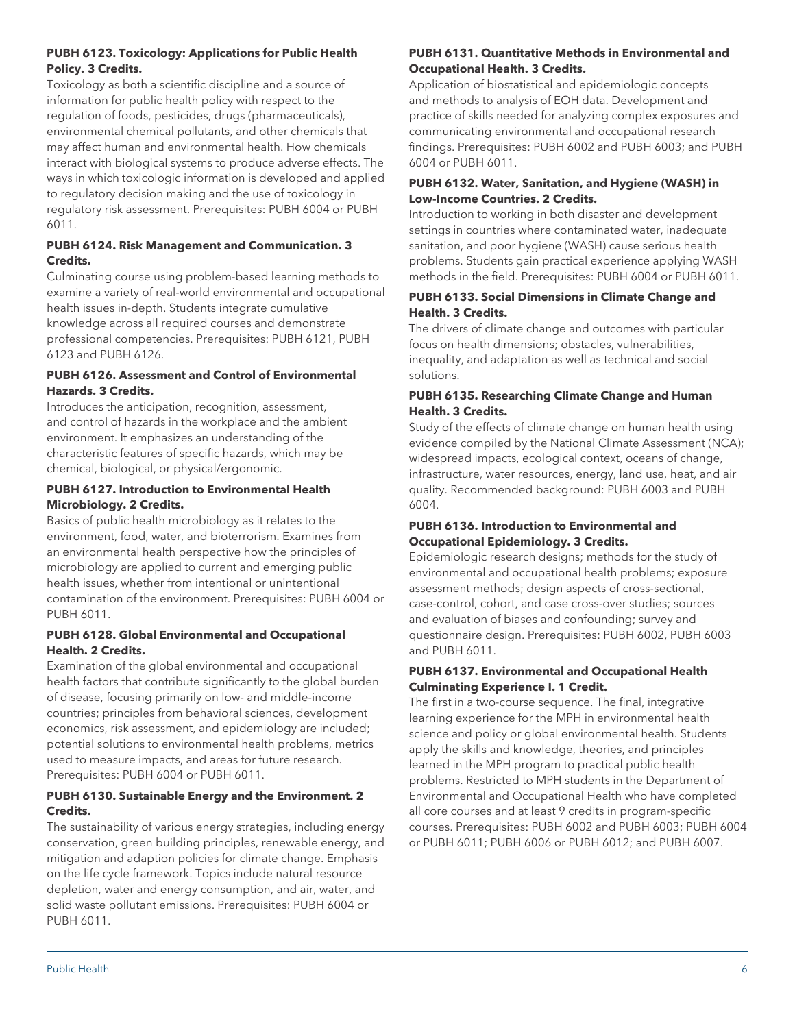**PUBH 6123. Toxicology: Applications for Public Health Policy. 3 Credits.**

Toxicology as both a scientific discipline and a source of information for public health policy with respect to the regulation of foods, pesticides, drugs (pharmaceuticals), environmental chemical pollutants, and other chemicals that may affect human and environmental health. How chemicals interact with biological systems to produce adverse effects. The ways in which toxicologic information is developed and applied to regulatory decision making and the use of toxicology in regulatory risk assessment. Prerequisites: PUBH 6004 or PUBH 6011.

**PUBH 6124. Risk Management and Communication. 3 Credits.**

Culminating course using problem-based learning methods to examine a variety of real-world environmental and occupational health issues in-depth. Students integrate cumulative knowledge across all required courses and demonstrate professional competencies. Prerequisites: PUBH 6121, PUBH 6123 and PUBH 6126.

**PUBH 6126. Assessment and Control of Environmental Hazards. 3 Credits.**

Introduces the anticipation, recognition, assessment, and control of hazards in the workplace and the ambient environment. It emphasizes an understanding of the characteristic features of specific hazards, which may be chemical, biological, or physical/ergonomic.

**PUBH 6127. Introduction to Environmental Health Microbiology. 2 Credits.**

Basics of public health microbiology as it relates to the environment, food, water, and bioterrorism. Examines from an environmental health perspective how the principles of microbiology are applied to current and emerging public health issues, whether from intentional or unintentional contamination of the environment. Prerequisites: PUBH 6004 or PUBH 6011.

**PUBH 6128. Global Environmental and Occupational Health. 2 Credits.**

Examination of the global environmental and occupational health factors that contribute significantly to the global burden of disease, focusing primarily on low- and middle-income countries; principles from behavioral sciences, development economics, risk assessment, and epidemiology are included; potential solutions to environmental health problems, metrics used to measure impacts, and areas for future research. Prerequisites: PUBH 6004 or PUBH 6011.

**PUBH 6130. Sustainable Energy and the Environment. 2 Credits.**

The sustainability of various energy strategies, including energy conservation, green building principles, renewable energy, and mitigation and adaption policies for climate change. Emphasis on the life cycle framework. Topics include natural resource depletion, water and energy consumption, and air, water, and solid waste pollutant emissions. Prerequisites: PUBH 6004 or PUBH 6011.

**PUBH 6131. Quantitative Methods in Environmental and Occupational Health. 3 Credits.**

Application of biostatistical and epidemiologic concepts and methods to analysis of EOH data. Development and practice of skills needed for analyzing complex exposures and communicating environmental and occupational research findings. Prerequisites: PUBH 6002 and PUBH 6003; and PUBH 6004 or PUBH 6011.

**PUBH 6132. Water, Sanitation, and Hygiene (WASH) in Low-Income Countries. 2 Credits.**

Introduction to working in both disaster and development settings in countries where contaminated water, inadequate sanitation, and poor hygiene (WASH) cause serious health problems. Students gain practical experience applying WASH methods in the field. Prerequisites: PUBH 6004 or PUBH 6011.

**PUBH 6133. Social Dimensions in Climate Change and Health. 3 Credits.**

The drivers of climate change and outcomes with particular focus on health dimensions; obstacles, vulnerabilities, inequality, and adaptation as well as technical and social solutions.

**PUBH 6135. Researching Climate Change and Human Health. 3 Credits.**

Study of the effects of climate change on human health using evidence compiled by the National Climate Assessment (NCA); widespread impacts, ecological context, oceans of change, infrastructure, water resources, energy, land use, heat, and air quality. Recommended background: PUBH 6003 and PUBH 6004.

**PUBH 6136. Introduction to Environmental and Occupational Epidemiology. 3 Credits.**

Epidemiologic research designs; methods for the study of environmental and occupational health problems; exposure assessment methods; design aspects of cross-sectional, case-control, cohort, and case cross-over studies; sources and evaluation of biases and confounding; survey and questionnaire design. Prerequisites: PUBH 6002, PUBH 6003 and PUBH 6011.

**PUBH 6137. Environmental and Occupational Health Culminating Experience I. 1 Credit.**

The first in a two-course sequence. The final, integrative learning experience for the MPH in environmental health science and policy or global environmental health. Students apply the skills and knowledge, theories, and principles learned in the MPH program to practical public health problems. Restricted to MPH students in the Department of Environmental and Occupational Health who have completed all core courses and at least 9 credits in program-specific courses. Prerequisites: PUBH 6002 and PUBH 6003; PUBH 6004 or PUBH 6011; PUBH 6006 or PUBH 6012; and PUBH 6007.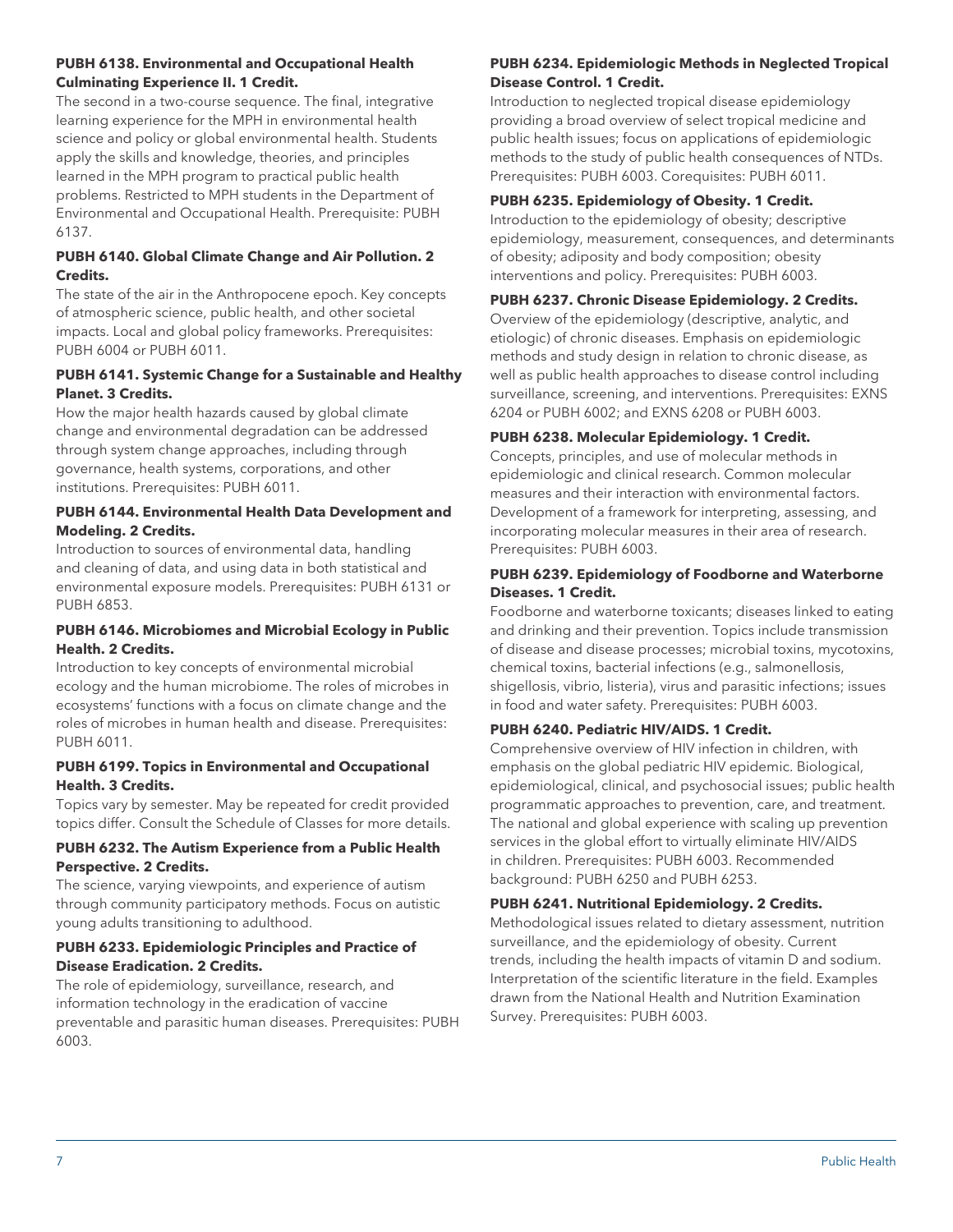**PUBH 6138. Environmental and Occupational Health Culminating Experience II. 1 Credit.**

The second in a two-course sequence. The final, integrative learning experience for the MPH in environmental health science and policy or global environmental health. Students apply the skills and knowledge, theories, and principles learned in the MPH program to practical public health problems. Restricted to MPH students in the Department of Environmental and Occupational Health. Prerequisite: PUBH 6137.

**PUBH 6140. Global Climate Change and Air Pollution. 2 Credits.**

The state of the air in the Anthropocene epoch. Key concepts of atmospheric science, public health, and other societal impacts. Local and global policy frameworks. Prerequisites: PUBH 6004 or PUBH 6011.

**PUBH 6141. Systemic Change for a Sustainable and Healthy Planet. 3 Credits.**

How the major health hazards caused by global climate change and environmental degradation can be addressed through system change approaches, including through governance, health systems, corporations, and other institutions. Prerequisites: PUBH 6011.

**PUBH 6144. Environmental Health Data Development and Modeling. 2 Credits.**

Introduction to sources of environmental data, handling and cleaning of data, and using data in both statistical and environmental exposure models. Prerequisites: PUBH 6131 or PUBH 6853.

**PUBH 6146. Microbiomes and Microbial Ecology in Public Health. 2 Credits.**

Introduction to key concepts of environmental microbial ecology and the human microbiome. The roles of microbes in ecosystems' functions with a focus on climate change and the roles of microbes in human health and disease. Prerequisites: PUBH 6011.

**PUBH 6199. Topics in Environmental and Occupational Health. 3 Credits.**

Topics vary by semester. May be repeated for credit provided topics differ. Consult the Schedule of Classes for more details.

**PUBH 6232. The Autism Experience from a Public Health Perspective. 2 Credits.**

The science, varying viewpoints, and experience of autism through community participatory methods. Focus on autistic young adults transitioning to adulthood.

**PUBH 6233. Epidemiologic Principles and Practice of Disease Eradication. 2 Credits.**

The role of epidemiology, surveillance, research, and information technology in the eradication of vaccine preventable and parasitic human diseases. Prerequisites: PUBH 6003.

**PUBH 6234. Epidemiologic Methods in Neglected Tropical Disease Control. 1 Credit.**

Introduction to neglected tropical disease epidemiology providing a broad overview of select tropical medicine and public health issues; focus on applications of epidemiologic methods to the study of public health consequences of NTDs. Prerequisites: PUBH 6003. Corequisites: PUBH 6011.

**PUBH 6235. Epidemiology of Obesity. 1 Credit.**

Introduction to the epidemiology of obesity; descriptive epidemiology, measurement, consequences, and determinants of obesity; adiposity and body composition; obesity interventions and policy. Prerequisites: PUBH 6003.

**PUBH 6237. Chronic Disease Epidemiology. 2 Credits.**

Overview of the epidemiology (descriptive, analytic, and etiologic) of chronic diseases. Emphasis on epidemiologic methods and study design in relation to chronic disease, as well as public health approaches to disease control including surveillance, screening, and interventions. Prerequisites: EXNS 6204 or PUBH 6002; and EXNS 6208 or PUBH 6003.

**PUBH 6238. Molecular Epidemiology. 1 Credit.**

Concepts, principles, and use of molecular methods in epidemiologic and clinical research. Common molecular measures and their interaction with environmental factors. Development of a framework for interpreting, assessing, and incorporating molecular measures in their area of research. Prerequisites: PUBH 6003.

**PUBH 6239. Epidemiology of Foodborne and Waterborne Diseases. 1 Credit.**

Foodborne and waterborne toxicants; diseases linked to eating and drinking and their prevention. Topics include transmission of disease and disease processes; microbial toxins, mycotoxins, chemical toxins, bacterial infections (e.g., salmonellosis, shigellosis, vibrio, listeria), virus and parasitic infections; issues in food and water safety. Prerequisites: PUBH 6003.

**PUBH 6240. Pediatric HIV/AIDS. 1 Credit.**

Comprehensive overview of HIV infection in children, with emphasis on the global pediatric HIV epidemic. Biological, epidemiological, clinical, and psychosocial issues; public health programmatic approaches to prevention, care, and treatment. The national and global experience with scaling up prevention services in the global effort to virtually eliminate HIV/AIDS in children. Prerequisites: PUBH 6003. Recommended background: PUBH 6250 and PUBH 6253.

**PUBH 6241. Nutritional Epidemiology. 2 Credits.**

Methodological issues related to dietary assessment, nutrition surveillance, and the epidemiology of obesity. Current trends, including the health impacts of vitamin D and sodium. Interpretation of the scientific literature in the field. Examples drawn from the National Health and Nutrition Examination Survey. Prerequisites: PUBH 6003.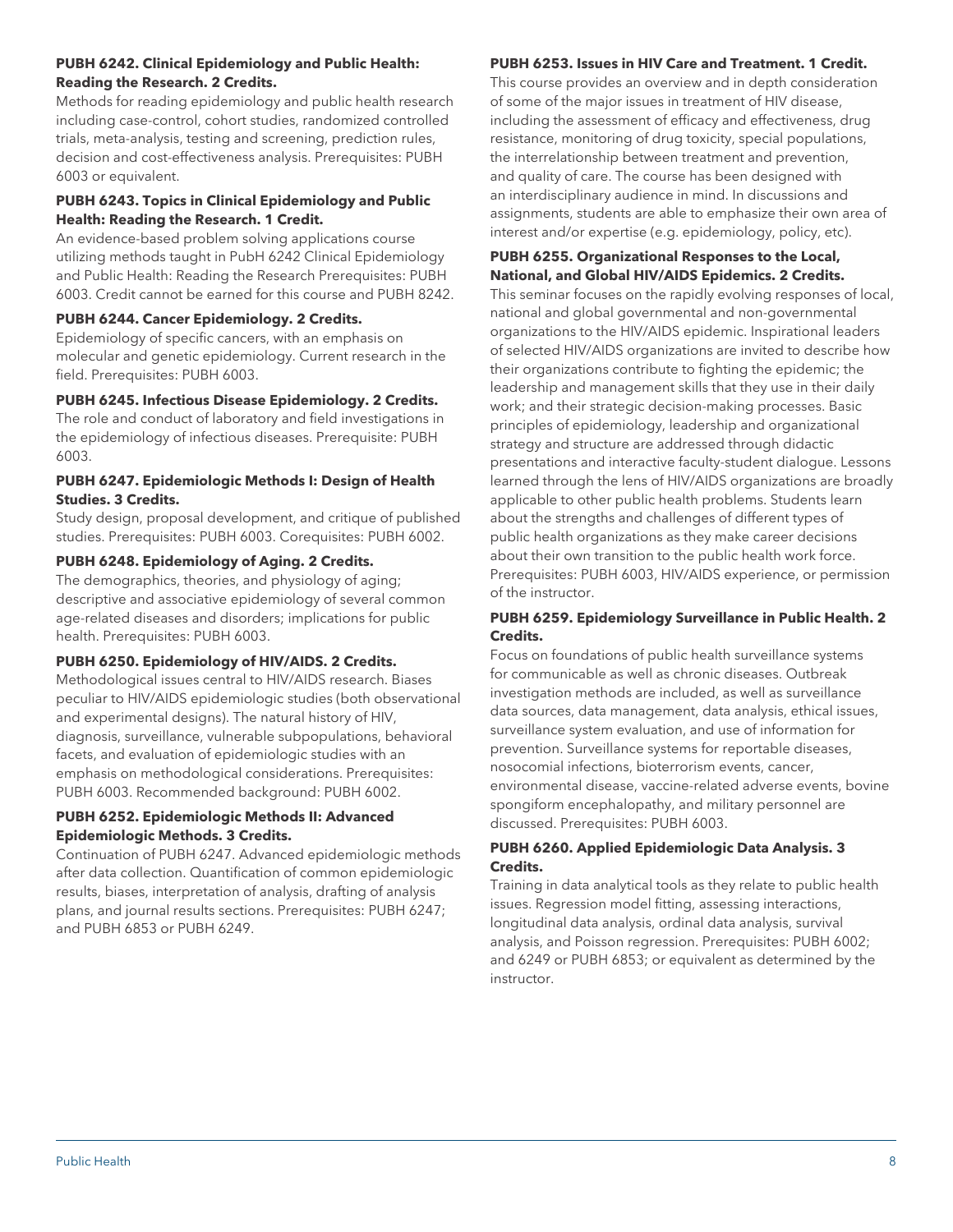**PUBH 6242. Clinical Epidemiology and Public Health: Reading the Research. 2 Credits.**

Methods for reading epidemiology and public health research including case-control, cohort studies, randomized controlled trials, meta-analysis, testing and screening, prediction rules, decision and cost-effectiveness analysis. Prerequisites: PUBH 6003 or equivalent.

**PUBH 6243. Topics in Clinical Epidemiology and Public Health: Reading the Research. 1 Credit.**

An evidence-based problem solving applications course utilizing methods taught in PubH 6242 Clinical Epidemiology and Public Health: Reading the Research Prerequisites: PUBH 6003. Credit cannot be earned for this course and PUBH 8242.

**PUBH 6244. Cancer Epidemiology. 2 Credits.**

Epidemiology of specific cancers, with an emphasis on molecular and genetic epidemiology. Current research in the field. Prerequisites: PUBH 6003.

**PUBH 6245. Infectious Disease Epidemiology. 2 Credits.**

The role and conduct of laboratory and field investigations in the epidemiology of infectious diseases. Prerequisite: PUBH 6003.

**PUBH 6247. Epidemiologic Methods I: Design of Health Studies. 3 Credits.**

Study design, proposal development, and critique of published studies. Prerequisites: PUBH 6003. Corequisites: PUBH 6002.

**PUBH 6248. Epidemiology of Aging. 2 Credits.**

The demographics, theories, and physiology of aging; descriptive and associative epidemiology of several common age-related diseases and disorders; implications for public health. Prerequisites: PUBH 6003.

**PUBH 6250. Epidemiology of HIV/AIDS. 2 Credits.**

Methodological issues central to HIV/AIDS research. Biases peculiar to HIV/AIDS epidemiologic studies (both observational and experimental designs). The natural history of HIV, diagnosis, surveillance, vulnerable subpopulations, behavioral facets, and evaluation of epidemiologic studies with an emphasis on methodological considerations. Prerequisites: PUBH 6003. Recommended background: PUBH 6002.

**PUBH 6252. Epidemiologic Methods II: Advanced Epidemiologic Methods. 3 Credits.**

Continuation of PUBH 6247. Advanced epidemiologic methods after data collection. Quantification of common epidemiologic results, biases, interpretation of analysis, drafting of analysis plans, and journal results sections. Prerequisites: PUBH 6247; and PUBH 6853 or PUBH 6249.

**PUBH 6253. Issues in HIV Care and Treatment. 1 Credit.**

This course provides an overview and in depth consideration of some of the major issues in treatment of HIV disease, including the assessment of efficacy and effectiveness, drug resistance, monitoring of drug toxicity, special populations, the interrelationship between treatment and prevention, and quality of care. The course has been designed with an interdisciplinary audience in mind. In discussions and assignments, students are able to emphasize their own area of interest and/or expertise (e.g. epidemiology, policy, etc).

**PUBH 6255. Organizational Responses to the Local, National, and Global HIV/AIDS Epidemics. 2 Credits.**

This seminar focuses on the rapidly evolving responses of local, national and global governmental and non-governmental organizations to the HIV/AIDS epidemic. Inspirational leaders of selected HIV/AIDS organizations are invited to describe how their organizations contribute to fighting the epidemic; the leadership and management skills that they use in their daily work; and their strategic decision-making processes. Basic principles of epidemiology, leadership and organizational strategy and structure are addressed through didactic presentations and interactive faculty-student dialogue. Lessons learned through the lens of HIV/AIDS organizations are broadly applicable to other public health problems. Students learn about the strengths and challenges of different types of public health organizations as they make career decisions about their own transition to the public health work force. Prerequisites: PUBH 6003, HIV/AIDS experience, or permission of the instructor.

**PUBH 6259. Epidemiology Surveillance in Public Health. 2 Credits.**

Focus on foundations of public health surveillance systems for communicable as well as chronic diseases. Outbreak investigation methods are included, as well as surveillance data sources, data management, data analysis, ethical issues, surveillance system evaluation, and use of information for prevention. Surveillance systems for reportable diseases, nosocomial infections, bioterrorism events, cancer, environmental disease, vaccine-related adverse events, bovine spongiform encephalopathy, and military personnel are discussed. Prerequisites: PUBH 6003.

**PUBH 6260. Applied Epidemiologic Data Analysis. 3 Credits.**

Training in data analytical tools as they relate to public health issues. Regression model fitting, assessing interactions, longitudinal data analysis, ordinal data analysis, survival analysis, and Poisson regression. Prerequisites: PUBH 6002; and 6249 or PUBH 6853; or equivalent as determined by the instructor.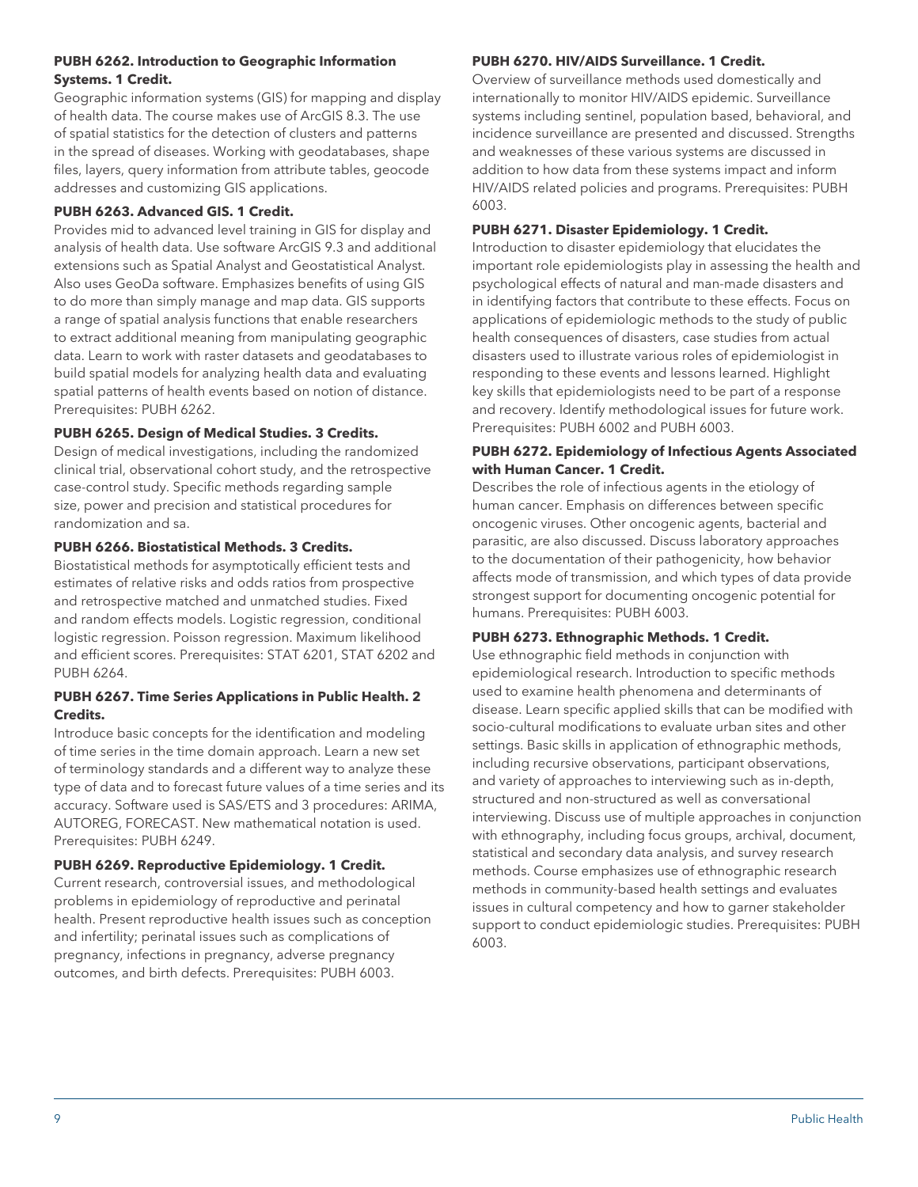**PUBH 6262. Introduction to Geographic Information Systems. 1 Credit.**

Geographic information systems (GIS) for mapping and display of health data. The course makes use of ArcGIS 8.3. The use of spatial statistics for the detection of clusters and patterns in the spread of diseases. Working with geodatabases, shape files, layers, query information from attribute tables, geocode addresses and customizing GIS applications.

**PUBH 6263. Advanced GIS. 1 Credit.**

Provides mid to advanced level training in GIS for display and analysis of health data. Use software ArcGIS 9.3 and additional extensions such as Spatial Analyst and Geostatistical Analyst. Also uses GeoDa software. Emphasizes benefits of using GIS to do more than simply manage and map data. GIS supports a range of spatial analysis functions that enable researchers to extract additional meaning from manipulating geographic data. Learn to work with raster datasets and geodatabases to build spatial models for analyzing health data and evaluating spatial patterns of health events based on notion of distance. Prerequisites: PUBH 6262.

**PUBH 6265. Design of Medical Studies. 3 Credits.**

Design of medical investigations, including the randomized clinical trial, observational cohort study, and the retrospective case-control study. Specific methods regarding sample size, power and precision and statistical procedures for randomization and sa.

**PUBH 6266. Biostatistical Methods. 3 Credits.**

Biostatistical methods for asymptotically efficient tests and estimates of relative risks and odds ratios from prospective and retrospective matched and unmatched studies. Fixed and random effects models. Logistic regression, conditional logistic regression. Poisson regression. Maximum likelihood and efficient scores. Prerequisites: STAT 6201, STAT 6202 and PUBH 6264.

**PUBH 6267. Time Series Applications in Public Health. 2 Credits.**

Introduce basic concepts for the identification and modeling of time series in the time domain approach. Learn a new set of terminology standards and a different way to analyze these type of data and to forecast future values of a time series and its accuracy. Software used is SAS/ETS and 3 procedures: ARIMA, AUTOREG, FORECAST. New mathematical notation is used. Prerequisites: PUBH 6249.

**PUBH 6269. Reproductive Epidemiology. 1 Credit.**

Current research, controversial issues, and methodological problems in epidemiology of reproductive and perinatal health. Present reproductive health issues such as conception and infertility; perinatal issues such as complications of pregnancy, infections in pregnancy, adverse pregnancy outcomes, and birth defects. Prerequisites: PUBH 6003.

**PUBH 6270. HIV/AIDS Surveillance. 1 Credit.**

Overview of surveillance methods used domestically and internationally to monitor HIV/AIDS epidemic. Surveillance systems including sentinel, population based, behavioral, and incidence surveillance are presented and discussed. Strengths and weaknesses of these various systems are discussed in addition to how data from these systems impact and inform HIV/AIDS related policies and programs. Prerequisites: PUBH 6003.

**PUBH 6271. Disaster Epidemiology. 1 Credit.**

Introduction to disaster epidemiology that elucidates the important role epidemiologists play in assessing the health and psychological effects of natural and man-made disasters and in identifying factors that contribute to these effects. Focus on applications of epidemiologic methods to the study of public health consequences of disasters, case studies from actual disasters used to illustrate various roles of epidemiologist in responding to these events and lessons learned. Highlight key skills that epidemiologists need to be part of a response and recovery. Identify methodological issues for future work. Prerequisites: PUBH 6002 and PUBH 6003.

**PUBH 6272. Epidemiology of Infectious Agents Associated with Human Cancer. 1 Credit.**

Describes the role of infectious agents in the etiology of human cancer. Emphasis on differences between specific oncogenic viruses. Other oncogenic agents, bacterial and parasitic, are also discussed. Discuss laboratory approaches to the documentation of their pathogenicity, how behavior affects mode of transmission, and which types of data provide strongest support for documenting oncogenic potential for humans. Prerequisites: PUBH 6003.

**PUBH 6273. Ethnographic Methods. 1 Credit.**

Use ethnographic field methods in conjunction with epidemiological research. Introduction to specific methods used to examine health phenomena and determinants of disease. Learn specific applied skills that can be modified with socio-cultural modifications to evaluate urban sites and other settings. Basic skills in application of ethnographic methods, including recursive observations, participant observations, and variety of approaches to interviewing such as in-depth, structured and non-structured as well as conversational interviewing. Discuss use of multiple approaches in conjunction with ethnography, including focus groups, archival, document, statistical and secondary data analysis, and survey research methods. Course emphasizes use of ethnographic research methods in community-based health settings and evaluates issues in cultural competency and how to garner stakeholder support to conduct epidemiologic studies. Prerequisites: PUBH 6003.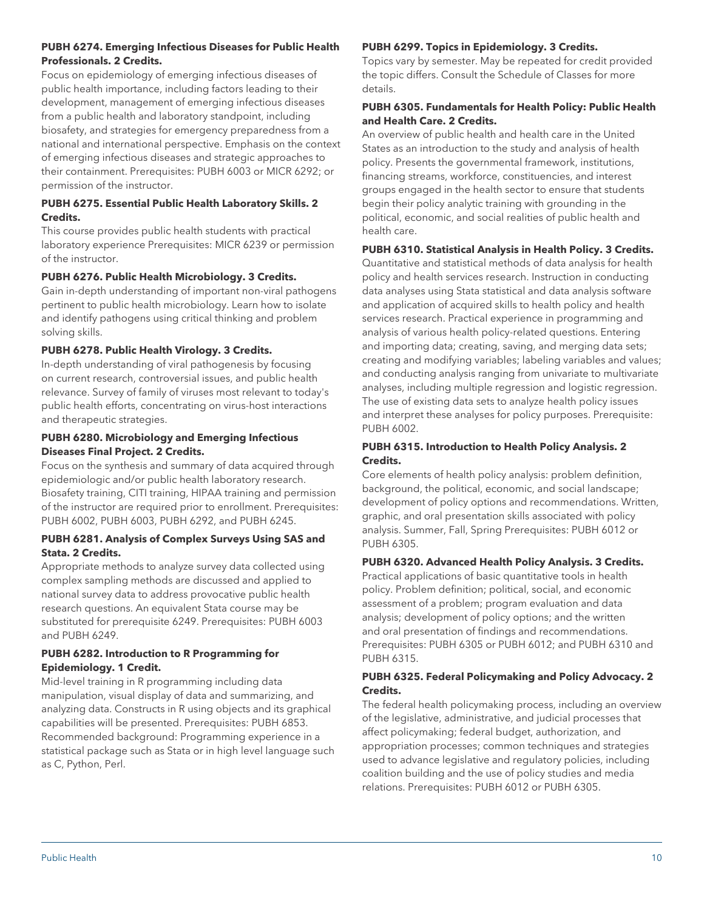**PUBH 6274. Emerging Infectious Diseases for Public Health Professionals. 2 Credits.**

Focus on epidemiology of emerging infectious diseases of public health importance, including factors leading to their development, management of emerging infectious diseases from a public health and laboratory standpoint, including biosafety, and strategies for emergency preparedness from a national and international perspective. Emphasis on the context of emerging infectious diseases and strategic approaches to their containment. Prerequisites: PUBH 6003 or MICR 6292; or permission of the instructor.

**PUBH 6275. Essential Public Health Laboratory Skills. 2 Credits.**

This course provides public health students with practical laboratory experience Prerequisites: MICR 6239 or permission of the instructor.

**PUBH 6276. Public Health Microbiology. 3 Credits.**

Gain in-depth understanding of important non-viral pathogens pertinent to public health microbiology. Learn how to isolate and identify pathogens using critical thinking and problem solving skills.

**PUBH 6278. Public Health Virology. 3 Credits.**

In-depth understanding of viral pathogenesis by focusing on current research, controversial issues, and public health relevance. Survey of family of viruses most relevant to today's public health efforts, concentrating on virus-host interactions and therapeutic strategies.

**PUBH 6280. Microbiology and Emerging Infectious Diseases Final Project. 2 Credits.**

Focus on the synthesis and summary of data acquired through epidemiologic and/or public health laboratory research. Biosafety training, CITI training, HIPAA training and permission of the instructor are required prior to enrollment. Prerequisites: PUBH 6002, PUBH 6003, PUBH 6292, and PUBH 6245.

**PUBH 6281. Analysis of Complex Surveys Using SAS and Stata. 2 Credits.**

Appropriate methods to analyze survey data collected using complex sampling methods are discussed and applied to national survey data to address provocative public health research questions. An equivalent Stata course may be substituted for prerequisite 6249. Prerequisites: PUBH 6003 and PUBH 6249.

**PUBH 6282. Introduction to R Programming for Epidemiology. 1 Credit.**

Mid-level training in R programming including data manipulation, visual display of data and summarizing, and analyzing data. Constructs in R using objects and its graphical capabilities will be presented. Prerequisites: PUBH 6853. Recommended background: Programming experience in a statistical package such as Stata or in high level language such as C, Python, Perl.

**PUBH 6299. Topics in Epidemiology. 3 Credits.**

Topics vary by semester. May be repeated for credit provided the topic differs. Consult the Schedule of Classes for more details.

**PUBH 6305. Fundamentals for Health Policy: Public Health and Health Care. 2 Credits.**

An overview of public health and health care in the United States as an introduction to the study and analysis of health policy. Presents the governmental framework, institutions, financing streams, workforce, constituencies, and interest groups engaged in the health sector to ensure that students begin their policy analytic training with grounding in the political, economic, and social realities of public health and health care.

**PUBH 6310. Statistical Analysis in Health Policy. 3 Credits.**

Quantitative and statistical methods of data analysis for health policy and health services research. Instruction in conducting data analyses using Stata statistical and data analysis software and application of acquired skills to health policy and health services research. Practical experience in programming and analysis of various health policy-related questions. Entering and importing data; creating, saving, and merging data sets; creating and modifying variables; labeling variables and values; and conducting analysis ranging from univariate to multivariate analyses, including multiple regression and logistic regression. The use of existing data sets to analyze health policy issues and interpret these analyses for policy purposes. Prerequisite: PUBH 6002.

**PUBH 6315. Introduction to Health Policy Analysis. 2 Credits.**

Core elements of health policy analysis: problem definition, background, the political, economic, and social landscape; development of policy options and recommendations. Written, graphic, and oral presentation skills associated with policy analysis. Summer, Fall, Spring Prerequisites: PUBH 6012 or PUBH 6305.

**PUBH 6320. Advanced Health Policy Analysis. 3 Credits.**

Practical applications of basic quantitative tools in health policy. Problem definition; political, social, and economic assessment of a problem; program evaluation and data analysis; development of policy options; and the written and oral presentation of findings and recommendations. Prerequisites: PUBH 6305 or PUBH 6012; and PUBH 6310 and PUBH 6315.

**PUBH 6325. Federal Policymaking and Policy Advocacy. 2 Credits.**

The federal health policymaking process, including an overview of the legislative, administrative, and judicial processes that affect policymaking; federal budget, authorization, and appropriation processes; common techniques and strategies used to advance legislative and regulatory policies, including coalition building and the use of policy studies and media relations. Prerequisites: PUBH 6012 or PUBH 6305.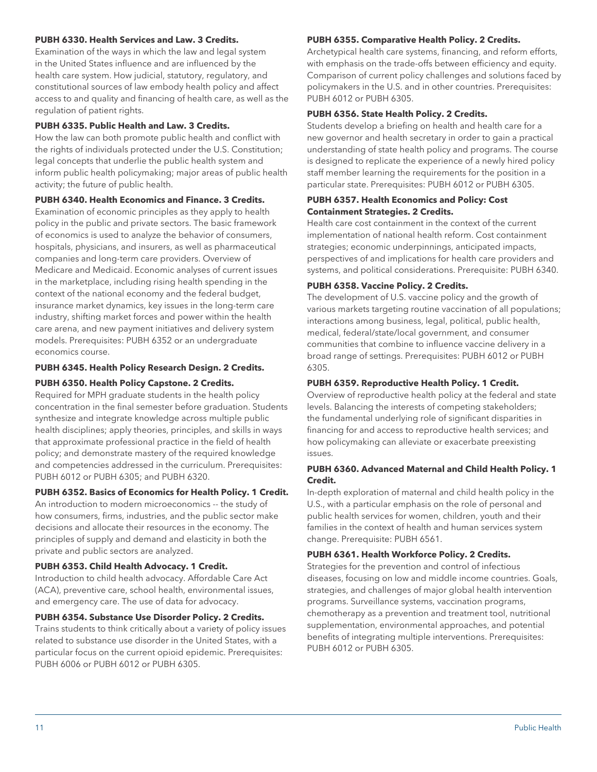**PUBH 6330. Health Services and Law. 3 Credits.**
Examination of the ways in which the law and legal system in the United States influence and are influenced by the health care system. How judicial, statutory, regulatory, and constitutional sources of law embody health policy and affect access to and quality and financing of health care, as well as the regulation of patient rights.

**PUBH 6335. Public Health and Law. 3 Credits.**
How the law can both promote public health and conflict with the rights of individuals protected under the U.S. Constitution; legal concepts that underlie the public health system and inform public health policymaking; major areas of public health activity; the future of public health.

**PUBH 6340. Health Economics and Finance. 3 Credits.**
Examination of economic principles as they apply to health policy in the public and private sectors. The basic framework of economics is used to analyze the behavior of consumers, hospitals, physicians, and insurers, as well as pharmaceutical companies and long-term care providers. Overview of Medicare and Medicaid. Economic analyses of current issues in the marketplace, including rising health spending in the context of the national economy and the federal budget, insurance market dynamics, key issues in the long-term care industry, shifting market forces and power within the health care arena, and new payment initiatives and delivery system models. Prerequisites: PUBH 6352 or an undergraduate economics course.

**PUBH 6345. Health Policy Research Design. 2 Credits.**

**PUBH 6350. Health Policy Capstone. 2 Credits.**
Required for MPH graduate students in the health policy concentration in the final semester before graduation. Students synthesize and integrate knowledge across multiple public health disciplines; apply theories, principles, and skills in ways that approximate professional practice in the field of health policy; and demonstrate mastery of the required knowledge and competencies addressed in the curriculum. Prerequisites: PUBH 6012 or PUBH 6305; and PUBH 6320.

**PUBH 6352. Basics of Economics for Health Policy. 1 Credit.**
An introduction to modern microeconomics -- the study of how consumers, firms, industries, and the public sector make decisions and allocate their resources in the economy. The principles of supply and demand and elasticity in both the private and public sectors are analyzed.

**PUBH 6353. Child Health Advocacy. 1 Credit.**
Introduction to child health advocacy. Affordable Care Act (ACA), preventive care, school health, environmental issues, and emergency care. The use of data for advocacy.

**PUBH 6354. Substance Use Disorder Policy. 2 Credits.**
Trains students to think critically about a variety of policy issues related to substance use disorder in the United States, with a particular focus on the current opioid epidemic. Prerequisites: PUBH 6006 or PUBH 6012 or PUBH 6305.

**PUBH 6355. Comparative Health Policy. 2 Credits.**
Archetypical health care systems, financing, and reform efforts, with emphasis on the trade-offs between efficiency and equity. Comparison of current policy challenges and solutions faced by policymakers in the U.S. and in other countries. Prerequisites: PUBH 6012 or PUBH 6305.

**PUBH 6356. State Health Policy. 2 Credits.**
Students develop a briefing on health and health care for a new governor and health secretary in order to gain a practical understanding of state health policy and programs. The course is designed to replicate the experience of a newly hired policy staff member learning the requirements for the position in a particular state. Prerequisites: PUBH 6012 or PUBH 6305.

**PUBH 6357. Health Economics and Policy: Cost Containment Strategies. 2 Credits.**
Health care cost containment in the context of the current implementation of national health reform. Cost containment strategies; economic underpinnings, anticipated impacts, perspectives of and implications for health care providers and systems, and political considerations. Prerequisite: PUBH 6340.

**PUBH 6358. Vaccine Policy. 2 Credits.**
The development of U.S. vaccine policy and the growth of various markets targeting routine vaccination of all populations; interactions among business, legal, political, public health, medical, federal/state/local government, and consumer communities that combine to influence vaccine delivery in a broad range of settings. Prerequisites: PUBH 6012 or PUBH 6305.

**PUBH 6359. Reproductive Health Policy. 1 Credit.**
Overview of reproductive health policy at the federal and state levels. Balancing the interests of competing stakeholders; the fundamental underlying role of significant disparities in financing for and access to reproductive health services; and how policymaking can alleviate or exacerbate preexisting issues.

**PUBH 6360. Advanced Maternal and Child Health Policy. 1 Credit.**
In-depth exploration of maternal and child health policy in the U.S., with a particular emphasis on the role of personal and public health services for women, children, youth and their families in the context of health and human services system change. Prerequisite: PUBH 6561.

**PUBH 6361. Health Workforce Policy. 2 Credits.**
Strategies for the prevention and control of infectious diseases, focusing on low and middle income countries. Goals, strategies, and challenges of major global health intervention programs. Surveillance systems, vaccination programs, chemotherapy as a prevention and treatment tool, nutritional supplementation, environmental approaches, and potential benefits of integrating multiple interventions. Prerequisites: PUBH 6012 or PUBH 6305.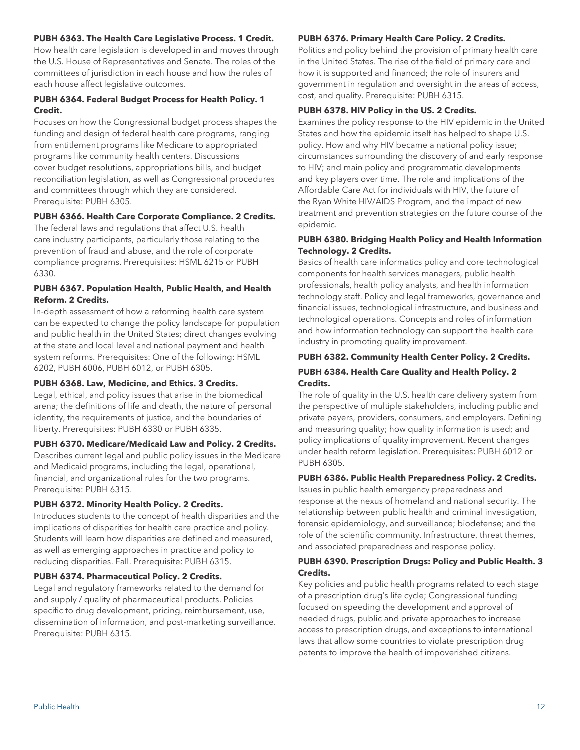**PUBH 6363. The Health Care Legislative Process. 1 Credit.**

How health care legislation is developed in and moves through the U.S. House of Representatives and Senate. The roles of the committees of jurisdiction in each house and how the rules of each house affect legislative outcomes.

**PUBH 6364. Federal Budget Process for Health Policy. 1 Credit.**

Focuses on how the Congressional budget process shapes the funding and design of federal health care programs, ranging from entitlement programs like Medicare to appropriated programs like community health centers. Discussions cover budget resolutions, appropriations bills, and budget reconciliation legislation, as well as Congressional procedures and committees through which they are considered. Prerequisite: PUBH 6305.

**PUBH 6366. Health Care Corporate Compliance. 2 Credits.**

The federal laws and regulations that affect U.S. health care industry participants, particularly those relating to the prevention of fraud and abuse, and the role of corporate compliance programs. Prerequisites: HSML 6215 or PUBH 6330.

**PUBH 6367. Population Health, Public Health, and Health Reform. 2 Credits.**

In-depth assessment of how a reforming health care system can be expected to change the policy landscape for population and public health in the United States; direct changes evolving at the state and local level and national payment and health system reforms. Prerequisites: One of the following: HSML 6202, PUBH 6006, PUBH 6012, or PUBH 6305.

**PUBH 6368. Law, Medicine, and Ethics. 3 Credits.**

Legal, ethical, and policy issues that arise in the biomedical arena; the definitions of life and death, the nature of personal identity, the requirements of justice, and the boundaries of liberty. Prerequisites: PUBH 6330 or PUBH 6335.

**PUBH 6370. Medicare/Medicaid Law and Policy. 2 Credits.**

Describes current legal and public policy issues in the Medicare and Medicaid programs, including the legal, operational, financial, and organizational rules for the two programs. Prerequisite: PUBH 6315.

**PUBH 6372. Minority Health Policy. 2 Credits.**

Introduces students to the concept of health disparities and the implications of disparities for health care practice and policy. Students will learn how disparities are defined and measured, as well as emerging approaches in practice and policy to reducing disparities. Fall. Prerequisite: PUBH 6315.

**PUBH 6374. Pharmaceutical Policy. 2 Credits.**

Legal and regulatory frameworks related to the demand for and supply / quality of pharmaceutical products. Policies specific to drug development, pricing, reimbursement, use, dissemination of information, and post-marketing surveillance. Prerequisite: PUBH 6315.

**PUBH 6376. Primary Health Care Policy. 2 Credits.**

Politics and policy behind the provision of primary health care in the United States. The rise of the field of primary care and how it is supported and financed; the role of insurers and government in regulation and oversight in the areas of access, cost, and quality. Prerequisite: PUBH 6315.

**PUBH 6378. HIV Policy in the US. 2 Credits.**

Examines the policy response to the HIV epidemic in the United States and how the epidemic itself has helped to shape U.S. policy. How and why HIV became a national policy issue; circumstances surrounding the discovery of and early response to HIV; and main policy and programmatic developments and key players over time. The role and implications of the Affordable Care Act for individuals with HIV, the future of the Ryan White HIV/AIDS Program, and the impact of new treatment and prevention strategies on the future course of the epidemic.

**PUBH 6380. Bridging Health Policy and Health Information Technology. 2 Credits.**

Basics of health care informatics policy and core technological components for health services managers, public health professionals, health policy analysts, and health information technology staff. Policy and legal frameworks, governance and financial issues, technological infrastructure, and business and technological operations. Concepts and roles of information and how information technology can support the health care industry in promoting quality improvement.

**PUBH 6382. Community Health Center Policy. 2 Credits.**

**PUBH 6384. Health Care Quality and Health Policy. 2 Credits.**

The role of quality in the U.S. health care delivery system from the perspective of multiple stakeholders, including public and private payers, providers, consumers, and employers. Defining and measuring quality; how quality information is used; and policy implications of quality improvement. Recent changes under health reform legislation. Prerequisites: PUBH 6012 or PUBH 6305.

**PUBH 6386. Public Health Preparedness Policy. 2 Credits.**

Issues in public health emergency preparedness and response at the nexus of homeland and national security. The relationship between public health and criminal investigation, forensic epidemiology, and surveillance; biodefense; and the role of the scientific community. Infrastructure, threat themes, and associated preparedness and response policy.

**PUBH 6390. Prescription Drugs: Policy and Public Health. 3 Credits.**

Key policies and public health programs related to each stage of a prescription drug's life cycle; Congressional funding focused on speeding the development and approval of needed drugs, public and private approaches to increase access to prescription drugs, and exceptions to international laws that allow some countries to violate prescription drug patents to improve the health of impoverished citizens.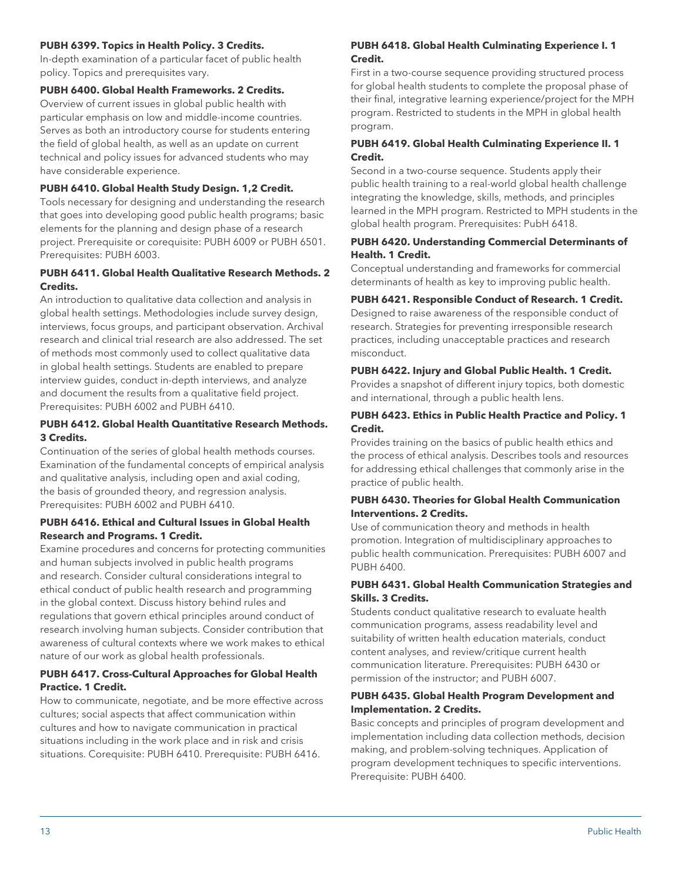**PUBH 6399. Topics in Health Policy. 3 Credits.**
In-depth examination of a particular facet of public health policy. Topics and prerequisites vary.

**PUBH 6400. Global Health Frameworks. 2 Credits.**
Overview of current issues in global public health with particular emphasis on low and middle-income countries. Serves as both an introductory course for students entering the field of global health, as well as an update on current technical and policy issues for advanced students who may have considerable experience.

**PUBH 6410. Global Health Study Design. 1,2 Credit.**
Tools necessary for designing and understanding the research that goes into developing good public health programs; basic elements for the planning and design phase of a research project. Prerequisite or corequisite: PUBH 6009 or PUBH 6501. Prerequisites: PUBH 6003.

**PUBH 6411. Global Health Qualitative Research Methods. 2 Credits.**
An introduction to qualitative data collection and analysis in global health settings. Methodologies include survey design, interviews, focus groups, and participant observation. Archival research and clinical trial research are also addressed. The set of methods most commonly used to collect qualitative data in global health settings. Students are enabled to prepare interview guides, conduct in-depth interviews, and analyze and document the results from a qualitative field project. Prerequisites: PUBH 6002 and PUBH 6410.

**PUBH 6412. Global Health Quantitative Research Methods. 3 Credits.**
Continuation of the series of global health methods courses. Examination of the fundamental concepts of empirical analysis and qualitative analysis, including open and axial coding, the basis of grounded theory, and regression analysis. Prerequisites: PUBH 6002 and PUBH 6410.

**PUBH 6416. Ethical and Cultural Issues in Global Health Research and Programs. 1 Credit.**
Examine procedures and concerns for protecting communities and human subjects involved in public health programs and research. Consider cultural considerations integral to ethical conduct of public health research and programming in the global context. Discuss history behind rules and regulations that govern ethical principles around conduct of research involving human subjects. Consider contribution that awareness of cultural contexts where we work makes to ethical nature of our work as global health professionals.

**PUBH 6417. Cross-Cultural Approaches for Global Health Practice. 1 Credit.**
How to communicate, negotiate, and be more effective across cultures; social aspects that affect communication within cultures and how to navigate communication in practical situations including in the work place and in risk and crisis situations. Corequisite: PUBH 6410. Prerequisite: PUBH 6416.

**PUBH 6418. Global Health Culminating Experience I. 1 Credit.**
First in a two-course sequence providing structured process for global health students to complete the proposal phase of their final, integrative learning experience/project for the MPH program. Restricted to students in the MPH in global health program.

**PUBH 6419. Global Health Culminating Experience II. 1 Credit.**
Second in a two-course sequence. Students apply their public health training to a real-world global health challenge integrating the knowledge, skills, methods, and principles learned in the MPH program. Restricted to MPH students in the global health program. Prerequisites: PubH 6418.

**PUBH 6420. Understanding Commercial Determinants of Health. 1 Credit.**
Conceptual understanding and frameworks for commercial determinants of health as key to improving public health.

**PUBH 6421. Responsible Conduct of Research. 1 Credit.**
Designed to raise awareness of the responsible conduct of research. Strategies for preventing irresponsible research practices, including unacceptable practices and research misconduct.

**PUBH 6422. Injury and Global Public Health. 1 Credit.**
Provides a snapshot of different injury topics, both domestic and international, through a public health lens.

**PUBH 6423. Ethics in Public Health Practice and Policy. 1 Credit.**
Provides training on the basics of public health ethics and the process of ethical analysis. Describes tools and resources for addressing ethical challenges that commonly arise in the practice of public health.

**PUBH 6430. Theories for Global Health Communication Interventions. 2 Credits.**
Use of communication theory and methods in health promotion. Integration of multidisciplinary approaches to public health communication. Prerequisites: PUBH 6007 and PUBH 6400.

**PUBH 6431. Global Health Communication Strategies and Skills. 3 Credits.**
Students conduct qualitative research to evaluate health communication programs, assess readability level and suitability of written health education materials, conduct content analyses, and review/critique current health communication literature. Prerequisites: PUBH 6430 or permission of the instructor; and PUBH 6007.

**PUBH 6435. Global Health Program Development and Implementation. 2 Credits.**
Basic concepts and principles of program development and implementation including data collection methods, decision making, and problem-solving techniques. Application of program development techniques to specific interventions. Prerequisite: PUBH 6400.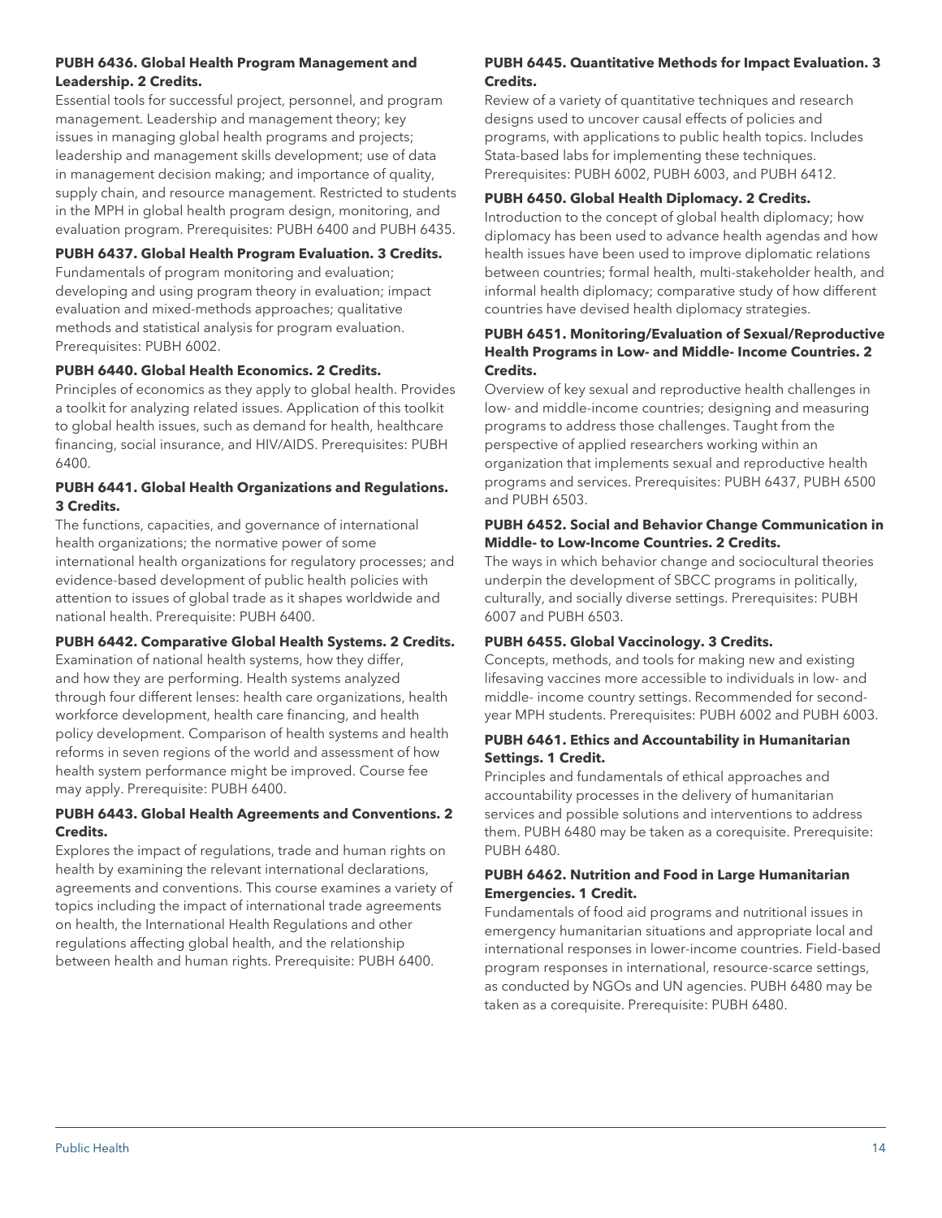**PUBH 6436. Global Health Program Management and Leadership. 2 Credits.**

Essential tools for successful project, personnel, and program management. Leadership and management theory; key issues in managing global health programs and projects; leadership and management skills development; use of data in management decision making; and importance of quality, supply chain, and resource management. Restricted to students in the MPH in global health program design, monitoring, and evaluation program. Prerequisites: PUBH 6400 and PUBH 6435.

**PUBH 6437. Global Health Program Evaluation. 3 Credits.**

Fundamentals of program monitoring and evaluation; developing and using program theory in evaluation; impact evaluation and mixed-methods approaches; qualitative methods and statistical analysis for program evaluation. Prerequisites: PUBH 6002.

**PUBH 6440. Global Health Economics. 2 Credits.**

Principles of economics as they apply to global health. Provides a toolkit for analyzing related issues. Application of this toolkit to global health issues, such as demand for health, healthcare financing, social insurance, and HIV/AIDS. Prerequisites: PUBH 6400.

**PUBH 6441. Global Health Organizations and Regulations. 3 Credits.**

The functions, capacities, and governance of international health organizations; the normative power of some international health organizations for regulatory processes; and evidence-based development of public health policies with attention to issues of global trade as it shapes worldwide and national health. Prerequisite: PUBH 6400.

**PUBH 6442. Comparative Global Health Systems. 2 Credits.**

Examination of national health systems, how they differ, and how they are performing. Health systems analyzed through four different lenses: health care organizations, health workforce development, health care financing, and health policy development. Comparison of health systems and health reforms in seven regions of the world and assessment of how health system performance might be improved. Course fee may apply. Prerequisite: PUBH 6400.

**PUBH 6443. Global Health Agreements and Conventions. 2 Credits.**

Explores the impact of regulations, trade and human rights on health by examining the relevant international declarations, agreements and conventions. This course examines a variety of topics including the impact of international trade agreements on health, the International Health Regulations and other regulations affecting global health, and the relationship between health and human rights. Prerequisite: PUBH 6400.

**PUBH 6445. Quantitative Methods for Impact Evaluation. 3 Credits.**

Review of a variety of quantitative techniques and research designs used to uncover causal effects of policies and programs, with applications to public health topics. Includes Stata-based labs for implementing these techniques. Prerequisites: PUBH 6002, PUBH 6003, and PUBH 6412.

**PUBH 6450. Global Health Diplomacy. 2 Credits.**

Introduction to the concept of global health diplomacy; how diplomacy has been used to advance health agendas and how health issues have been used to improve diplomatic relations between countries; formal health, multi-stakeholder health, and informal health diplomacy; comparative study of how different countries have devised health diplomacy strategies.

**PUBH 6451. Monitoring/Evaluation of Sexual/Reproductive Health Programs in Low- and Middle- Income Countries. 2 Credits.**

Overview of key sexual and reproductive health challenges in low- and middle-income countries; designing and measuring programs to address those challenges. Taught from the perspective of applied researchers working within an organization that implements sexual and reproductive health programs and services. Prerequisites: PUBH 6437, PUBH 6500 and PUBH 6503.

**PUBH 6452. Social and Behavior Change Communication in Middle- to Low-Income Countries. 2 Credits.**

The ways in which behavior change and sociocultural theories underpin the development of SBCC programs in politically, culturally, and socially diverse settings. Prerequisites: PUBH 6007 and PUBH 6503.

**PUBH 6455. Global Vaccinology. 3 Credits.**

Concepts, methods, and tools for making new and existing lifesaving vaccines more accessible to individuals in low- and middle- income country settings. Recommended for second-year MPH students. Prerequisites: PUBH 6002 and PUBH 6003.

**PUBH 6461. Ethics and Accountability in Humanitarian Settings. 1 Credit.**

Principles and fundamentals of ethical approaches and accountability processes in the delivery of humanitarian services and possible solutions and interventions to address them. PUBH 6480 may be taken as a corequisite. Prerequisite: PUBH 6480.

**PUBH 6462. Nutrition and Food in Large Humanitarian Emergencies. 1 Credit.**

Fundamentals of food aid programs and nutritional issues in emergency humanitarian situations and appropriate local and international responses in lower-income countries. Field-based program responses in international, resource-scarce settings, as conducted by NGOs and UN agencies. PUBH 6480 may be taken as a corequisite. Prerequisite: PUBH 6480.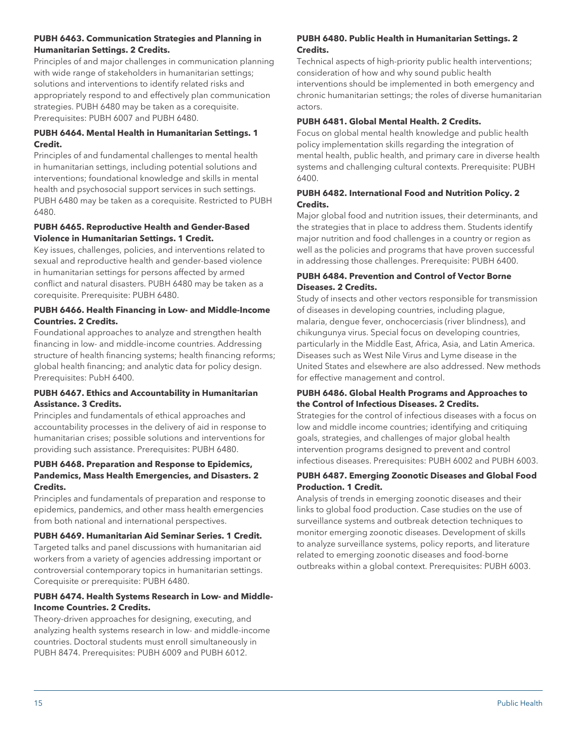**PUBH 6463. Communication Strategies and Planning in Humanitarian Settings. 2 Credits.**

Principles of and major challenges in communication planning with wide range of stakeholders in humanitarian settings; solutions and interventions to identify related risks and appropriately respond to and effectively plan communication strategies. PUBH 6480 may be taken as a corequisite. Prerequisites: PUBH 6007 and PUBH 6480.

**PUBH 6464. Mental Health in Humanitarian Settings. 1 Credit.**

Principles of and fundamental challenges to mental health in humanitarian settings, including potential solutions and interventions; foundational knowledge and skills in mental health and psychosocial support services in such settings. PUBH 6480 may be taken as a corequisite. Restricted to PUBH 6480.

**PUBH 6465. Reproductive Health and Gender-Based Violence in Humanitarian Settings. 1 Credit.**

Key issues, challenges, policies, and interventions related to sexual and reproductive health and gender-based violence in humanitarian settings for persons affected by armed conflict and natural disasters. PUBH 6480 may be taken as a corequisite. Prerequisite: PUBH 6480.

**PUBH 6466. Health Financing in Low- and Middle-Income Countries. 2 Credits.**

Foundational approaches to analyze and strengthen health financing in low- and middle-income countries. Addressing structure of health financing systems; health financing reforms; global health financing; and analytic data for policy design. Prerequisites: PubH 6400.

**PUBH 6467. Ethics and Accountability in Humanitarian Assistance. 3 Credits.**

Principles and fundamentals of ethical approaches and accountability processes in the delivery of aid in response to humanitarian crises; possible solutions and interventions for providing such assistance. Prerequisites: PUBH 6480.

**PUBH 6468. Preparation and Response to Epidemics, Pandemics, Mass Health Emergencies, and Disasters. 2 Credits.**

Principles and fundamentals of preparation and response to epidemics, pandemics, and other mass health emergencies from both national and international perspectives.

**PUBH 6469. Humanitarian Aid Seminar Series. 1 Credit.**

Targeted talks and panel discussions with humanitarian aid workers from a variety of agencies addressing important or controversial contemporary topics in humanitarian settings. Corequisite or prerequisite: PUBH 6480.

**PUBH 6474. Health Systems Research in Low- and Middle-Income Countries. 2 Credits.**

Theory-driven approaches for designing, executing, and analyzing health systems research in low- and middle-income countries. Doctoral students must enroll simultaneously in PUBH 8474. Prerequisites: PUBH 6009 and PUBH 6012.

**PUBH 6480. Public Health in Humanitarian Settings. 2 Credits.**

Technical aspects of high-priority public health interventions; consideration of how and why sound public health interventions should be implemented in both emergency and chronic humanitarian settings; the roles of diverse humanitarian actors.

**PUBH 6481. Global Mental Health. 2 Credits.**

Focus on global mental health knowledge and public health policy implementation skills regarding the integration of mental health, public health, and primary care in diverse health systems and challenging cultural contexts. Prerequisite: PUBH 6400.

**PUBH 6482. International Food and Nutrition Policy. 2 Credits.**

Major global food and nutrition issues, their determinants, and the strategies that in place to address them. Students identify major nutrition and food challenges in a country or region as well as the policies and programs that have proven successful in addressing those challenges. Prerequisite: PUBH 6400.

**PUBH 6484. Prevention and Control of Vector Borne Diseases. 2 Credits.**

Study of insects and other vectors responsible for transmission of diseases in developing countries, including plague, malaria, dengue fever, onchocerciasis (river blindness), and chikungunya virus. Special focus on developing countries, particularly in the Middle East, Africa, Asia, and Latin America. Diseases such as West Nile Virus and Lyme disease in the United States and elsewhere are also addressed. New methods for effective management and control.

**PUBH 6486. Global Health Programs and Approaches to the Control of Infectious Diseases. 2 Credits.**

Strategies for the control of infectious diseases with a focus on low and middle income countries; identifying and critiquing goals, strategies, and challenges of major global health intervention programs designed to prevent and control infectious diseases. Prerequisites: PUBH 6002 and PUBH 6003.

**PUBH 6487. Emerging Zoonotic Diseases and Global Food Production. 1 Credit.**

Analysis of trends in emerging zoonotic diseases and their links to global food production. Case studies on the use of surveillance systems and outbreak detection techniques to monitor emerging zoonotic diseases. Development of skills to analyze surveillance systems, policy reports, and literature related to emerging zoonotic diseases and food-borne outbreaks within a global context. Prerequisites: PUBH 6003.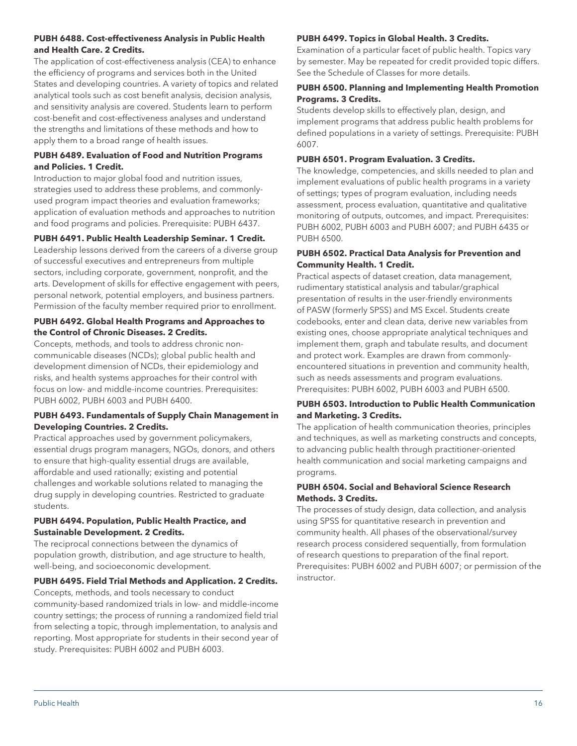**PUBH 6488. Cost-effectiveness Analysis in Public Health and Health Care. 2 Credits.**

The application of cost-effectiveness analysis (CEA) to enhance the efficiency of programs and services both in the United States and developing countries. A variety of topics and related analytical tools such as cost benefit analysis, decision analysis, and sensitivity analysis are covered. Students learn to perform cost-benefit and cost-effectiveness analyses and understand the strengths and limitations of these methods and how to apply them to a broad range of health issues.

**PUBH 6489. Evaluation of Food and Nutrition Programs and Policies. 1 Credit.**

Introduction to major global food and nutrition issues, strategies used to address these problems, and commonly-used program impact theories and evaluation frameworks; application of evaluation methods and approaches to nutrition and food programs and policies. Prerequisite: PUBH 6437.

**PUBH 6491. Public Health Leadership Seminar. 1 Credit.**

Leadership lessons derived from the careers of a diverse group of successful executives and entrepreneurs from multiple sectors, including corporate, government, nonprofit, and the arts. Development of skills for effective engagement with peers, personal network, potential employers, and business partners. Permission of the faculty member required prior to enrollment.

**PUBH 6492. Global Health Programs and Approaches to the Control of Chronic Diseases. 2 Credits.**

Concepts, methods, and tools to address chronic non-communicable diseases (NCDs); global public health and development dimension of NCDs, their epidemiology and risks, and health systems approaches for their control with focus on low- and middle-income countries. Prerequisites: PUBH 6002, PUBH 6003 and PUBH 6400.

**PUBH 6493. Fundamentals of Supply Chain Management in Developing Countries. 2 Credits.**

Practical approaches used by government policymakers, essential drugs program managers, NGOs, donors, and others to ensure that high-quality essential drugs are available, affordable and used rationally; existing and potential challenges and workable solutions related to managing the drug supply in developing countries. Restricted to graduate students.

**PUBH 6494. Population, Public Health Practice, and Sustainable Development. 2 Credits.**

The reciprocal connections between the dynamics of population growth, distribution, and age structure to health, well-being, and socioeconomic development.

**PUBH 6495. Field Trial Methods and Application. 2 Credits.**

Concepts, methods, and tools necessary to conduct community-based randomized trials in low- and middle-income country settings; the process of running a randomized field trial from selecting a topic, through implementation, to analysis and reporting. Most appropriate for students in their second year of study. Prerequisites: PUBH 6002 and PUBH 6003.

**PUBH 6499. Topics in Global Health. 3 Credits.**

Examination of a particular facet of public health. Topics vary by semester. May be repeated for credit provided topic differs. See the Schedule of Classes for more details.

**PUBH 6500. Planning and Implementing Health Promotion Programs. 3 Credits.**

Students develop skills to effectively plan, design, and implement programs that address public health problems for defined populations in a variety of settings. Prerequisite: PUBH 6007.

**PUBH 6501. Program Evaluation. 3 Credits.**

The knowledge, competencies, and skills needed to plan and implement evaluations of public health programs in a variety of settings; types of program evaluation, including needs assessment, process evaluation, quantitative and qualitative monitoring of outputs, outcomes, and impact. Prerequisites: PUBH 6002, PUBH 6003 and PUBH 6007; and PUBH 6435 or PUBH 6500.

**PUBH 6502. Practical Data Analysis for Prevention and Community Health. 1 Credit.**

Practical aspects of dataset creation, data management, rudimentary statistical analysis and tabular/graphical presentation of results in the user-friendly environments of PASW (formerly SPSS) and MS Excel. Students create codebooks, enter and clean data, derive new variables from existing ones, choose appropriate analytical techniques and implement them, graph and tabulate results, and document and protect work. Examples are drawn from commonly-encountered situations in prevention and community health, such as needs assessments and program evaluations. Prerequisites: PUBH 6002, PUBH 6003 and PUBH 6500.

**PUBH 6503. Introduction to Public Health Communication and Marketing. 3 Credits.**

The application of health communication theories, principles and techniques, as well as marketing constructs and concepts, to advancing public health through practitioner-oriented health communication and social marketing campaigns and programs.

**PUBH 6504. Social and Behavioral Science Research Methods. 3 Credits.**

The processes of study design, data collection, and analysis using SPSS for quantitative research in prevention and community health. All phases of the observational/survey research process considered sequentially, from formulation of research questions to preparation of the final report. Prerequisites: PUBH 6002 and PUBH 6007; or permission of the instructor.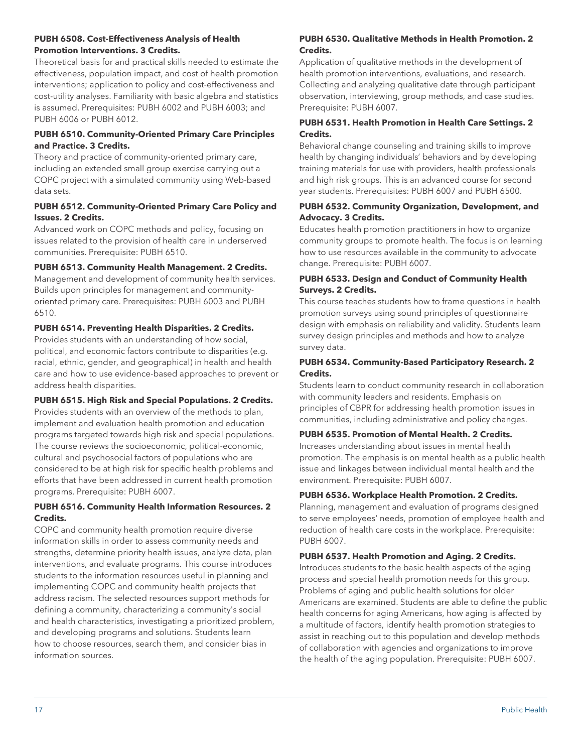**PUBH 6508. Cost-Effectiveness Analysis of Health Promotion Interventions. 3 Credits.**

Theoretical basis for and practical skills needed to estimate the effectiveness, population impact, and cost of health promotion interventions; application to policy and cost-effectiveness and cost-utility analyses. Familiarity with basic algebra and statistics is assumed. Prerequisites: PUBH 6002 and PUBH 6003; and PUBH 6006 or PUBH 6012.

**PUBH 6510. Community-Oriented Primary Care Principles and Practice. 3 Credits.**

Theory and practice of community-oriented primary care, including an extended small group exercise carrying out a COPC project with a simulated community using Web-based data sets.

**PUBH 6512. Community-Oriented Primary Care Policy and Issues. 2 Credits.**

Advanced work on COPC methods and policy, focusing on issues related to the provision of health care in underserved communities. Prerequisite: PUBH 6510.

**PUBH 6513. Community Health Management. 2 Credits.**

Management and development of community health services. Builds upon principles for management and community-oriented primary care. Prerequisites: PUBH 6003 and PUBH 6510.

**PUBH 6514. Preventing Health Disparities. 2 Credits.**

Provides students with an understanding of how social, political, and economic factors contribute to disparities (e.g. racial, ethnic, gender, and geographical) in health and health care and how to use evidence-based approaches to prevent or address health disparities.

**PUBH 6515. High Risk and Special Populations. 2 Credits.**

Provides students with an overview of the methods to plan, implement and evaluation health promotion and education programs targeted towards high risk and special populations. The course reviews the socioeconomic, political-economic, cultural and psychosocial factors of populations who are considered to be at high risk for specific health problems and efforts that have been addressed in current health promotion programs. Prerequisite: PUBH 6007.

**PUBH 6516. Community Health Information Resources. 2 Credits.**

COPC and community health promotion require diverse information skills in order to assess community needs and strengths, determine priority health issues, analyze data, plan interventions, and evaluate programs. This course introduces students to the information resources useful in planning and implementing COPC and community health projects that address racism. The selected resources support methods for defining a community, characterizing a community's social and health characteristics, investigating a prioritized problem, and developing programs and solutions. Students learn how to choose resources, search them, and consider bias in information sources.

**PUBH 6530. Qualitative Methods in Health Promotion. 2 Credits.**

Application of qualitative methods in the development of health promotion interventions, evaluations, and research. Collecting and analyzing qualitative date through participant observation, interviewing, group methods, and case studies. Prerequisite: PUBH 6007.

**PUBH 6531. Health Promotion in Health Care Settings. 2 Credits.**

Behavioral change counseling and training skills to improve health by changing individuals' behaviors and by developing training materials for use with providers, health professionals and high risk groups. This is an advanced course for second year students. Prerequisites: PUBH 6007 and PUBH 6500.

**PUBH 6532. Community Organization, Development, and Advocacy. 3 Credits.**

Educates health promotion practitioners in how to organize community groups to promote health. The focus is on learning how to use resources available in the community to advocate change. Prerequisite: PUBH 6007.

**PUBH 6533. Design and Conduct of Community Health Surveys. 2 Credits.**

This course teaches students how to frame questions in health promotion surveys using sound principles of questionnaire design with emphasis on reliability and validity. Students learn survey design principles and methods and how to analyze survey data.

**PUBH 6534. Community-Based Participatory Research. 2 Credits.**

Students learn to conduct community research in collaboration with community leaders and residents. Emphasis on principles of CBPR for addressing health promotion issues in communities, including administrative and policy changes.

**PUBH 6535. Promotion of Mental Health. 2 Credits.**

Increases understanding about issues in mental health promotion. The emphasis is on mental health as a public health issue and linkages between individual mental health and the environment. Prerequisite: PUBH 6007.

**PUBH 6536. Workplace Health Promotion. 2 Credits.**

Planning, management and evaluation of programs designed to serve employees' needs, promotion of employee health and reduction of health care costs in the workplace. Prerequisite: PUBH 6007.

**PUBH 6537. Health Promotion and Aging. 2 Credits.**

Introduces students to the basic health aspects of the aging process and special health promotion needs for this group. Problems of aging and public health solutions for older Americans are examined. Students are able to define the public health concerns for aging Americans, how aging is affected by a multitude of factors, identify health promotion strategies to assist in reaching out to this population and develop methods of collaboration with agencies and organizations to improve the health of the aging population. Prerequisite: PUBH 6007.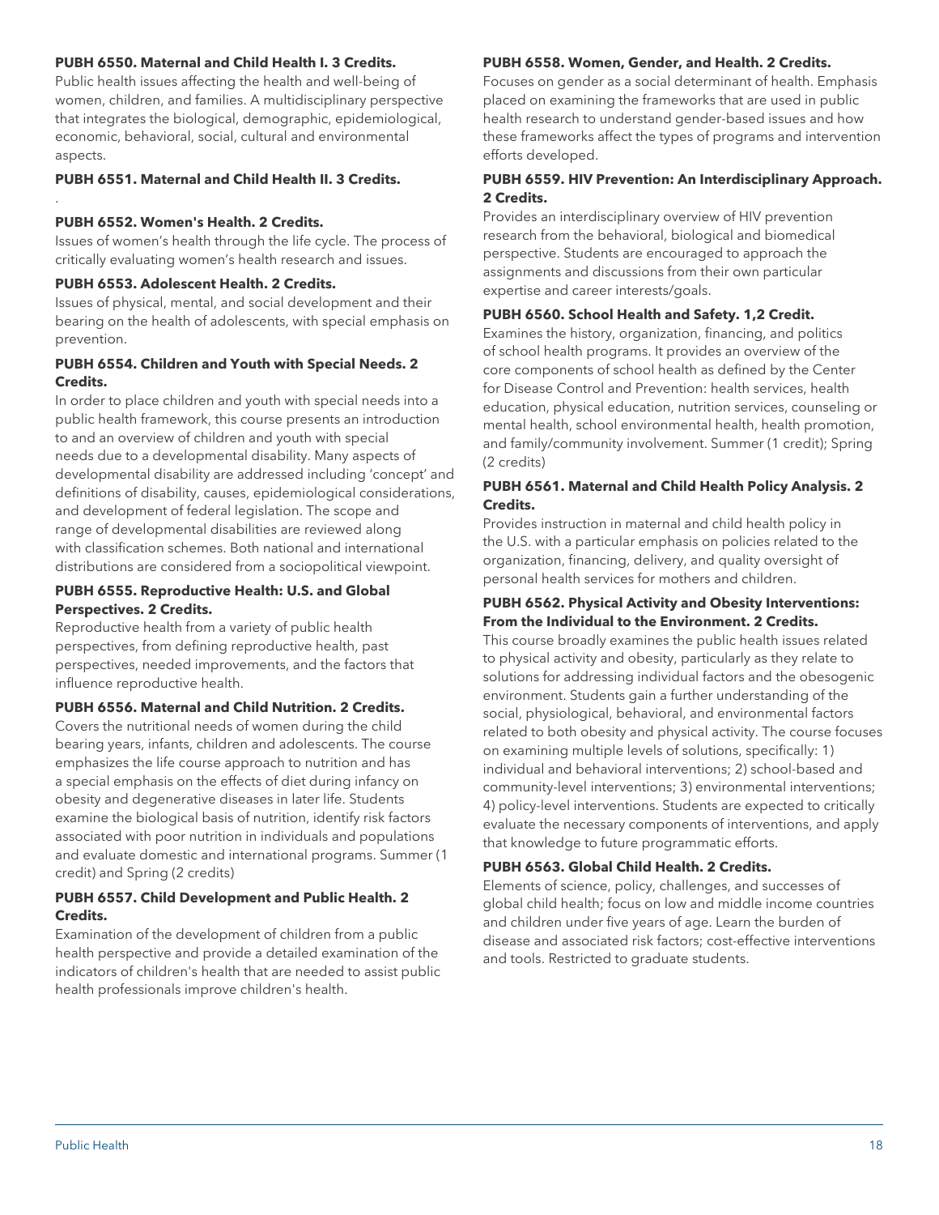**PUBH 6550. Maternal and Child Health I. 3 Credits.**

Public health issues affecting the health and well-being of women, children, and families. A multidisciplinary perspective that integrates the biological, demographic, epidemiological, economic, behavioral, social, cultural and environmental aspects.

**PUBH 6551. Maternal and Child Health II. 3 Credits.**

.

**PUBH 6552. Women's Health. 2 Credits.**

Issues of women's health through the life cycle. The process of critically evaluating women's health research and issues.

**PUBH 6553. Adolescent Health. 2 Credits.**

Issues of physical, mental, and social development and their bearing on the health of adolescents, with special emphasis on prevention.

**PUBH 6554. Children and Youth with Special Needs. 2 Credits.**

In order to place children and youth with special needs into a public health framework, this course presents an introduction to and an overview of children and youth with special needs due to a developmental disability. Many aspects of developmental disability are addressed including 'concept' and definitions of disability, causes, epidemiological considerations, and development of federal legislation. The scope and range of developmental disabilities are reviewed along with classification schemes. Both national and international distributions are considered from a sociopolitical viewpoint.

**PUBH 6555. Reproductive Health: U.S. and Global Perspectives. 2 Credits.**

Reproductive health from a variety of public health perspectives, from defining reproductive health, past perspectives, needed improvements, and the factors that influence reproductive health.

**PUBH 6556. Maternal and Child Nutrition. 2 Credits.**

Covers the nutritional needs of women during the child bearing years, infants, children and adolescents. The course emphasizes the life course approach to nutrition and has a special emphasis on the effects of diet during infancy on obesity and degenerative diseases in later life. Students examine the biological basis of nutrition, identify risk factors associated with poor nutrition in individuals and populations and evaluate domestic and international programs. Summer (1 credit) and Spring (2 credits)

**PUBH 6557. Child Development and Public Health. 2 Credits.**

Examination of the development of children from a public health perspective and provide a detailed examination of the indicators of children's health that are needed to assist public health professionals improve children's health.

**PUBH 6558. Women, Gender, and Health. 2 Credits.**

Focuses on gender as a social determinant of health. Emphasis placed on examining the frameworks that are used in public health research to understand gender-based issues and how these frameworks affect the types of programs and intervention efforts developed.

**PUBH 6559. HIV Prevention: An Interdisciplinary Approach. 2 Credits.**

Provides an interdisciplinary overview of HIV prevention research from the behavioral, biological and biomedical perspective. Students are encouraged to approach the assignments and discussions from their own particular expertise and career interests/goals.

**PUBH 6560. School Health and Safety. 1,2 Credit.**

Examines the history, organization, financing, and politics of school health programs. It provides an overview of the core components of school health as defined by the Center for Disease Control and Prevention: health services, health education, physical education, nutrition services, counseling or mental health, school environmental health, health promotion, and family/community involvement. Summer (1 credit); Spring (2 credits)

**PUBH 6561. Maternal and Child Health Policy Analysis. 2 Credits.**

Provides instruction in maternal and child health policy in the U.S. with a particular emphasis on policies related to the organization, financing, delivery, and quality oversight of personal health services for mothers and children.

**PUBH 6562. Physical Activity and Obesity Interventions: From the Individual to the Environment. 2 Credits.**

This course broadly examines the public health issues related to physical activity and obesity, particularly as they relate to solutions for addressing individual factors and the obesogenic environment. Students gain a further understanding of the social, physiological, behavioral, and environmental factors related to both obesity and physical activity. The course focuses on examining multiple levels of solutions, specifically: 1) individual and behavioral interventions; 2) school-based and community-level interventions; 3) environmental interventions; 4) policy-level interventions. Students are expected to critically evaluate the necessary components of interventions, and apply that knowledge to future programmatic efforts.

**PUBH 6563. Global Child Health. 2 Credits.**

Elements of science, policy, challenges, and successes of global child health; focus on low and middle income countries and children under five years of age. Learn the burden of disease and associated risk factors; cost-effective interventions and tools. Restricted to graduate students.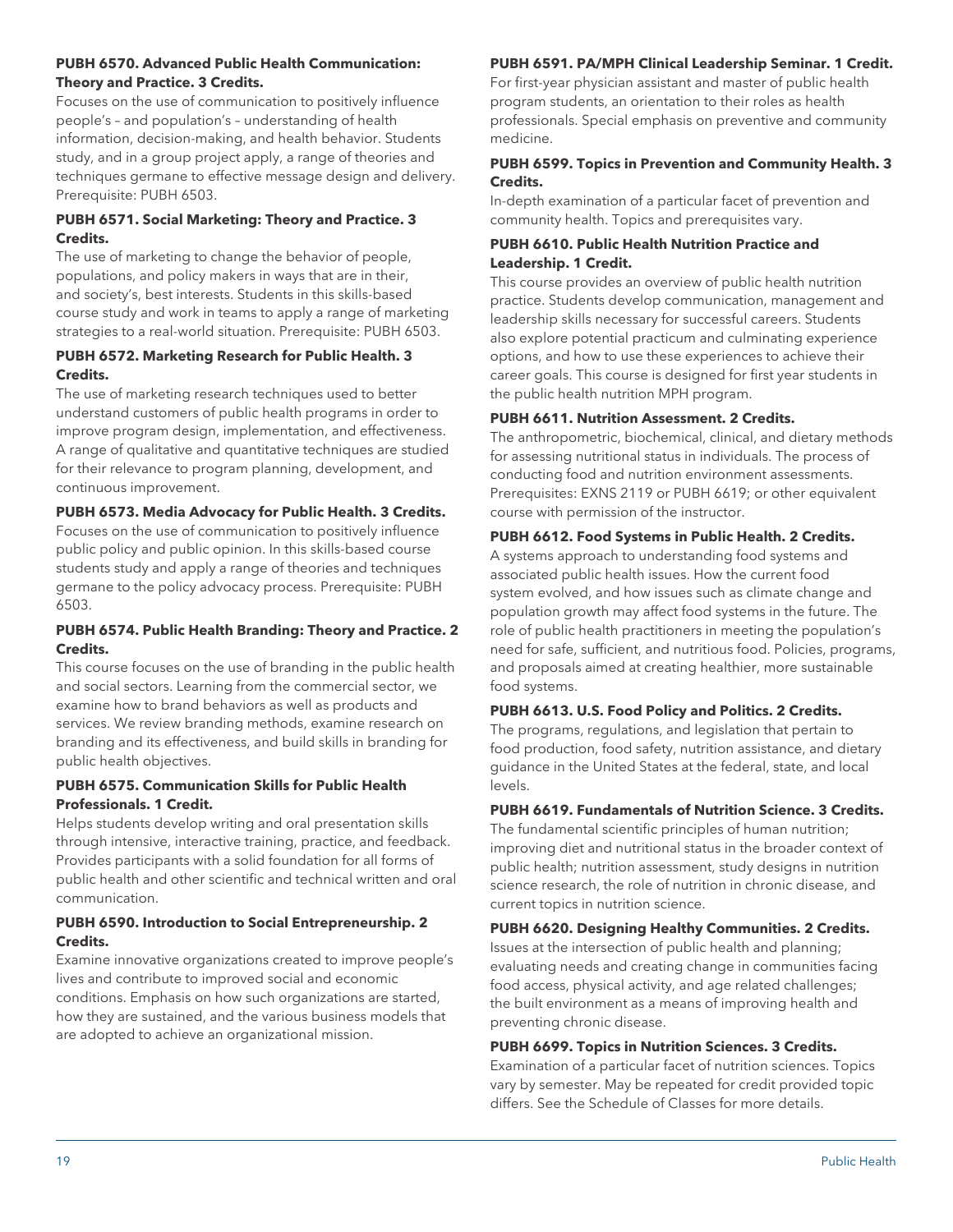**PUBH 6570. Advanced Public Health Communication: Theory and Practice. 3 Credits.**

Focuses on the use of communication to positively influence people's – and population's – understanding of health information, decision-making, and health behavior. Students study, and in a group project apply, a range of theories and techniques germane to effective message design and delivery. Prerequisite: PUBH 6503.

**PUBH 6571. Social Marketing: Theory and Practice. 3 Credits.**

The use of marketing to change the behavior of people, populations, and policy makers in ways that are in their, and society's, best interests. Students in this skills-based course study and work in teams to apply a range of marketing strategies to a real-world situation. Prerequisite: PUBH 6503.

**PUBH 6572. Marketing Research for Public Health. 3 Credits.**

The use of marketing research techniques used to better understand customers of public health programs in order to improve program design, implementation, and effectiveness. A range of qualitative and quantitative techniques are studied for their relevance to program planning, development, and continuous improvement.

**PUBH 6573. Media Advocacy for Public Health. 3 Credits.**

Focuses on the use of communication to positively influence public policy and public opinion. In this skills-based course students study and apply a range of theories and techniques germane to the policy advocacy process. Prerequisite: PUBH 6503.

**PUBH 6574. Public Health Branding: Theory and Practice. 2 Credits.**

This course focuses on the use of branding in the public health and social sectors. Learning from the commercial sector, we examine how to brand behaviors as well as products and services. We review branding methods, examine research on branding and its effectiveness, and build skills in branding for public health objectives.

**PUBH 6575. Communication Skills for Public Health Professionals. 1 Credit.**

Helps students develop writing and oral presentation skills through intensive, interactive training, practice, and feedback. Provides participants with a solid foundation for all forms of public health and other scientific and technical written and oral communication.

**PUBH 6590. Introduction to Social Entrepreneurship. 2 Credits.**

Examine innovative organizations created to improve people's lives and contribute to improved social and economic conditions. Emphasis on how such organizations are started, how they are sustained, and the various business models that are adopted to achieve an organizational mission.

**PUBH 6591. PA/MPH Clinical Leadership Seminar. 1 Credit.**

For first-year physician assistant and master of public health program students, an orientation to their roles as health professionals. Special emphasis on preventive and community medicine.

**PUBH 6599. Topics in Prevention and Community Health. 3 Credits.**

In-depth examination of a particular facet of prevention and community health. Topics and prerequisites vary.

**PUBH 6610. Public Health Nutrition Practice and Leadership. 1 Credit.**

This course provides an overview of public health nutrition practice. Students develop communication, management and leadership skills necessary for successful careers. Students also explore potential practicum and culminating experience options, and how to use these experiences to achieve their career goals. This course is designed for first year students in the public health nutrition MPH program.

**PUBH 6611. Nutrition Assessment. 2 Credits.**

The anthropometric, biochemical, clinical, and dietary methods for assessing nutritional status in individuals. The process of conducting food and nutrition environment assessments. Prerequisites: EXNS 2119 or PUBH 6619; or other equivalent course with permission of the instructor.

**PUBH 6612. Food Systems in Public Health. 2 Credits.**

A systems approach to understanding food systems and associated public health issues. How the current food system evolved, and how issues such as climate change and population growth may affect food systems in the future. The role of public health practitioners in meeting the population's need for safe, sufficient, and nutritious food. Policies, programs, and proposals aimed at creating healthier, more sustainable food systems.

**PUBH 6613. U.S. Food Policy and Politics. 2 Credits.**

The programs, regulations, and legislation that pertain to food production, food safety, nutrition assistance, and dietary guidance in the United States at the federal, state, and local levels.

**PUBH 6619. Fundamentals of Nutrition Science. 3 Credits.**

The fundamental scientific principles of human nutrition; improving diet and nutritional status in the broader context of public health; nutrition assessment, study designs in nutrition science research, the role of nutrition in chronic disease, and current topics in nutrition science.

**PUBH 6620. Designing Healthy Communities. 2 Credits.**

Issues at the intersection of public health and planning; evaluating needs and creating change in communities facing food access, physical activity, and age related challenges; the built environment as a means of improving health and preventing chronic disease.

**PUBH 6699. Topics in Nutrition Sciences. 3 Credits.**

Examination of a particular facet of nutrition sciences. Topics vary by semester. May be repeated for credit provided topic differs. See the Schedule of Classes for more details.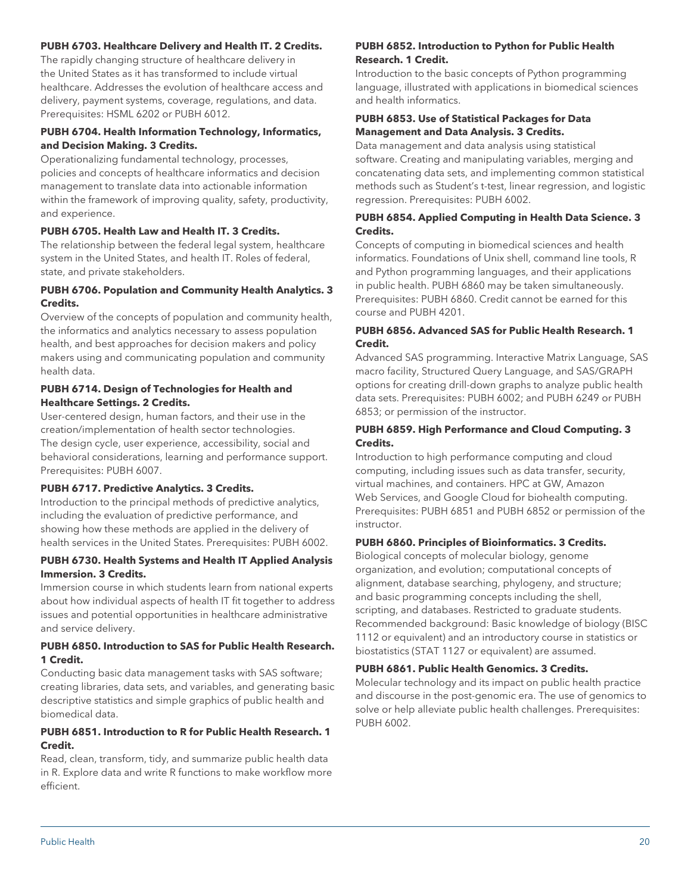**PUBH 6703. Healthcare Delivery and Health IT. 2 Credits.**

The rapidly changing structure of healthcare delivery in the United States as it has transformed to include virtual healthcare. Addresses the evolution of healthcare access and delivery, payment systems, coverage, regulations, and data. Prerequisites: HSML 6202 or PUBH 6012.

**PUBH 6704. Health Information Technology, Informatics, and Decision Making. 3 Credits.**

Operationalizing fundamental technology, processes, policies and concepts of healthcare informatics and decision management to translate data into actionable information within the framework of improving quality, safety, productivity, and experience.

**PUBH 6705. Health Law and Health IT. 3 Credits.**

The relationship between the federal legal system, healthcare system in the United States, and health IT. Roles of federal, state, and private stakeholders.

**PUBH 6706. Population and Community Health Analytics. 3 Credits.**

Overview of the concepts of population and community health, the informatics and analytics necessary to assess population health, and best approaches for decision makers and policy makers using and communicating population and community health data.

**PUBH 6714. Design of Technologies for Health and Healthcare Settings. 2 Credits.**

User-centered design, human factors, and their use in the creation/implementation of health sector technologies. The design cycle, user experience, accessibility, social and behavioral considerations, learning and performance support. Prerequisites: PUBH 6007.

**PUBH 6717. Predictive Analytics. 3 Credits.**

Introduction to the principal methods of predictive analytics, including the evaluation of predictive performance, and showing how these methods are applied in the delivery of health services in the United States. Prerequisites: PUBH 6002.

**PUBH 6730. Health Systems and Health IT Applied Analysis Immersion. 3 Credits.**

Immersion course in which students learn from national experts about how individual aspects of health IT fit together to address issues and potential opportunities in healthcare administrative and service delivery.

**PUBH 6850. Introduction to SAS for Public Health Research. 1 Credit.**

Conducting basic data management tasks with SAS software; creating libraries, data sets, and variables, and generating basic descriptive statistics and simple graphics of public health and biomedical data.

**PUBH 6851. Introduction to R for Public Health Research. 1 Credit.**

Read, clean, transform, tidy, and summarize public health data in R. Explore data and write R functions to make workflow more efficient.

**PUBH 6852. Introduction to Python for Public Health Research. 1 Credit.**

Introduction to the basic concepts of Python programming language, illustrated with applications in biomedical sciences and health informatics.

**PUBH 6853. Use of Statistical Packages for Data Management and Data Analysis. 3 Credits.**

Data management and data analysis using statistical software. Creating and manipulating variables, merging and concatenating data sets, and implementing common statistical methods such as Student's t-test, linear regression, and logistic regression. Prerequisites: PUBH 6002.

**PUBH 6854. Applied Computing in Health Data Science. 3 Credits.**

Concepts of computing in biomedical sciences and health informatics. Foundations of Unix shell, command line tools, R and Python programming languages, and their applications in public health. PUBH 6860 may be taken simultaneously. Prerequisites: PUBH 6860. Credit cannot be earned for this course and PUBH 4201.

**PUBH 6856. Advanced SAS for Public Health Research. 1 Credit.**

Advanced SAS programming. Interactive Matrix Language, SAS macro facility, Structured Query Language, and SAS/GRAPH options for creating drill-down graphs to analyze public health data sets. Prerequisites: PUBH 6002; and PUBH 6249 or PUBH 6853; or permission of the instructor.

**PUBH 6859. High Performance and Cloud Computing. 3 Credits.**

Introduction to high performance computing and cloud computing, including issues such as data transfer, security, virtual machines, and containers. HPC at GW, Amazon Web Services, and Google Cloud for biohealth computing. Prerequisites: PUBH 6851 and PUBH 6852 or permission of the instructor.

**PUBH 6860. Principles of Bioinformatics. 3 Credits.**

Biological concepts of molecular biology, genome organization, and evolution; computational concepts of alignment, database searching, phylogeny, and structure; and basic programming concepts including the shell, scripting, and databases. Restricted to graduate students. Recommended background: Basic knowledge of biology (BISC 1112 or equivalent) and an introductory course in statistics or biostatistics (STAT 1127 or equivalent) are assumed.

**PUBH 6861. Public Health Genomics. 3 Credits.**

Molecular technology and its impact on public health practice and discourse in the post-genomic era. The use of genomics to solve or help alleviate public health challenges. Prerequisites: PUBH 6002.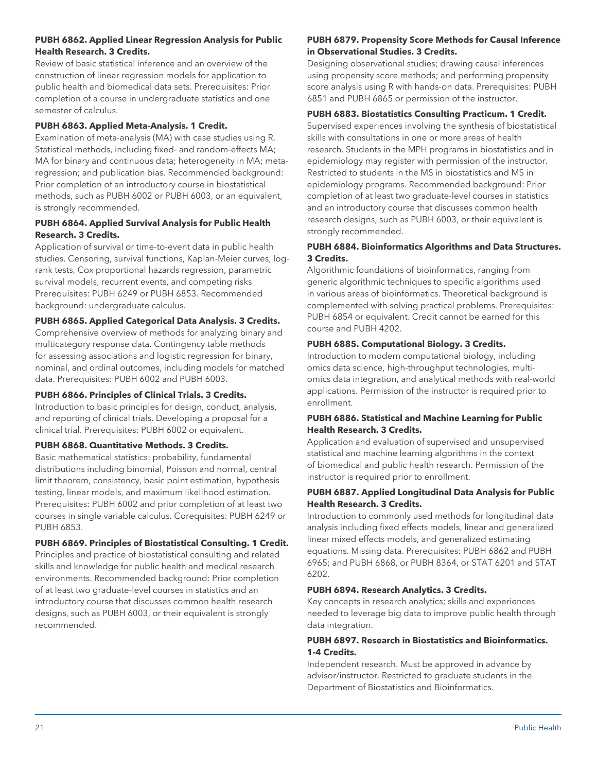**PUBH 6862. Applied Linear Regression Analysis for Public Health Research. 3 Credits.**

Review of basic statistical inference and an overview of the construction of linear regression models for application to public health and biomedical data sets. Prerequisites: Prior completion of a course in undergraduate statistics and one semester of calculus.

**PUBH 6863. Applied Meta-Analysis. 1 Credit.**

Examination of meta-analysis (MA) with case studies using R. Statistical methods, including fixed- and random-effects MA; MA for binary and continuous data; heterogeneity in MA; meta-regression; and publication bias. Recommended background: Prior completion of an introductory course in biostatistical methods, such as PUBH 6002 or PUBH 6003, or an equivalent, is strongly recommended.

**PUBH 6864. Applied Survival Analysis for Public Health Research. 3 Credits.**

Application of survival or time-to-event data in public health studies. Censoring, survival functions, Kaplan-Meier curves, log-rank tests, Cox proportional hazards regression, parametric survival models, recurrent events, and competing risks Prerequisites: PUBH 6249 or PUBH 6853. Recommended background: undergraduate calculus.

**PUBH 6865. Applied Categorical Data Analysis. 3 Credits.**

Comprehensive overview of methods for analyzing binary and multicategory response data. Contingency table methods for assessing associations and logistic regression for binary, nominal, and ordinal outcomes, including models for matched data. Prerequisites: PUBH 6002 and PUBH 6003.

**PUBH 6866. Principles of Clinical Trials. 3 Credits.**

Introduction to basic principles for design, conduct, analysis, and reporting of clinical trials. Developing a proposal for a clinical trial. Prerequisites: PUBH 6002 or equivalent.

**PUBH 6868. Quantitative Methods. 3 Credits.**

Basic mathematical statistics: probability, fundamental distributions including binomial, Poisson and normal, central limit theorem, consistency, basic point estimation, hypothesis testing, linear models, and maximum likelihood estimation. Prerequisites: PUBH 6002 and prior completion of at least two courses in single variable calculus. Corequisites: PUBH 6249 or PUBH 6853.

**PUBH 6869. Principles of Biostatistical Consulting. 1 Credit.**

Principles and practice of biostatistical consulting and related skills and knowledge for public health and medical research environments. Recommended background: Prior completion of at least two graduate-level courses in statistics and an introductory course that discusses common health research designs, such as PUBH 6003, or their equivalent is strongly recommended.

**PUBH 6879. Propensity Score Methods for Causal Inference in Observational Studies. 3 Credits.**

Designing observational studies; drawing causal inferences using propensity score methods; and performing propensity score analysis using R with hands-on data. Prerequisites: PUBH 6851 and PUBH 6865 or permission of the instructor.

**PUBH 6883. Biostatistics Consulting Practicum. 1 Credit.**

Supervised experiences involving the synthesis of biostatistical skills with consultations in one or more areas of health research. Students in the MPH programs in biostatistics and in epidemiology may register with permission of the instructor. Restricted to students in the MS in biostatistics and MS in epidemiology programs. Recommended background: Prior completion of at least two graduate-level courses in statistics and an introductory course that discusses common health research designs, such as PUBH 6003, or their equivalent is strongly recommended.

**PUBH 6884. Bioinformatics Algorithms and Data Structures. 3 Credits.**

Algorithmic foundations of bioinformatics, ranging from generic algorithmic techniques to specific algorithms used in various areas of bioinformatics. Theoretical background is complemented with solving practical problems. Prerequisites: PUBH 6854 or equivalent. Credit cannot be earned for this course and PUBH 4202.

**PUBH 6885. Computational Biology. 3 Credits.**

Introduction to modern computational biology, including omics data science, high-throughput technologies, multi-omics data integration, and analytical methods with real-world applications. Permission of the instructor is required prior to enrollment.

**PUBH 6886. Statistical and Machine Learning for Public Health Research. 3 Credits.**

Application and evaluation of supervised and unsupervised statistical and machine learning algorithms in the context of biomedical and public health research. Permission of the instructor is required prior to enrollment.

**PUBH 6887. Applied Longitudinal Data Analysis for Public Health Research. 3 Credits.**

Introduction to commonly used methods for longitudinal data analysis including fixed effects models, linear and generalized linear mixed effects models, and generalized estimating equations. Missing data. Prerequisites: PUBH 6862 and PUBH 6965; and PUBH 6868, or PUBH 8364, or STAT 6201 and STAT 6202.

**PUBH 6894. Research Analytics. 3 Credits.**

Key concepts in research analytics; skills and experiences needed to leverage big data to improve public health through data integration.

**PUBH 6897. Research in Biostatistics and Bioinformatics. 1-4 Credits.**

Independent research. Must be approved in advance by advisor/instructor. Restricted to graduate students in the Department of Biostatistics and Bioinformatics.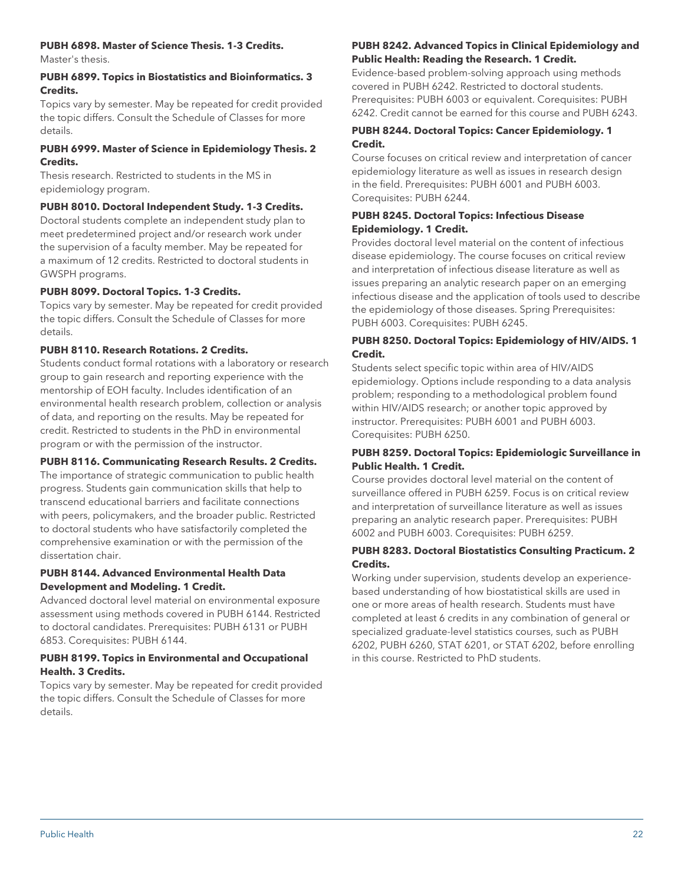**PUBH 6898. Master of Science Thesis. 1-3 Credits.**
Master's thesis.

**PUBH 6899. Topics in Biostatistics and Bioinformatics. 3 Credits.**
Topics vary by semester. May be repeated for credit provided the topic differs. Consult the Schedule of Classes for more details.

**PUBH 6999. Master of Science in Epidemiology Thesis. 2 Credits.**
Thesis research. Restricted to students in the MS in epidemiology program.

**PUBH 8010. Doctoral Independent Study. 1-3 Credits.**
Doctoral students complete an independent study plan to meet predetermined project and/or research work under the supervision of a faculty member. May be repeated for a maximum of 12 credits. Restricted to doctoral students in GWSPH programs.

**PUBH 8099. Doctoral Topics. 1-3 Credits.**
Topics vary by semester. May be repeated for credit provided the topic differs. Consult the Schedule of Classes for more details.

**PUBH 8110. Research Rotations. 2 Credits.**
Students conduct formal rotations with a laboratory or research group to gain research and reporting experience with the mentorship of EOH faculty. Includes identification of an environmental health research problem, collection or analysis of data, and reporting on the results. May be repeated for credit. Restricted to students in the PhD in environmental program or with the permission of the instructor.

**PUBH 8116. Communicating Research Results. 2 Credits.**
The importance of strategic communication to public health progress. Students gain communication skills that help to transcend educational barriers and facilitate connections with peers, policymakers, and the broader public. Restricted to doctoral students who have satisfactorily completed the comprehensive examination or with the permission of the dissertation chair.

**PUBH 8144. Advanced Environmental Health Data Development and Modeling. 1 Credit.**
Advanced doctoral level material on environmental exposure assessment using methods covered in PUBH 6144. Restricted to doctoral candidates. Prerequisites: PUBH 6131 or PUBH 6853. Corequisites: PUBH 6144.

**PUBH 8199. Topics in Environmental and Occupational Health. 3 Credits.**
Topics vary by semester. May be repeated for credit provided the topic differs. Consult the Schedule of Classes for more details.

**PUBH 8242. Advanced Topics in Clinical Epidemiology and Public Health: Reading the Research. 1 Credit.**
Evidence-based problem-solving approach using methods covered in PUBH 6242. Restricted to doctoral students. Prerequisites: PUBH 6003 or equivalent. Corequisites: PUBH 6242. Credit cannot be earned for this course and PUBH 6243.

**PUBH 8244. Doctoral Topics: Cancer Epidemiology. 1 Credit.**
Course focuses on critical review and interpretation of cancer epidemiology literature as well as issues in research design in the field. Prerequisites: PUBH 6001 and PUBH 6003. Corequisites: PUBH 6244.

**PUBH 8245. Doctoral Topics: Infectious Disease Epidemiology. 1 Credit.**
Provides doctoral level material on the content of infectious disease epidemiology. The course focuses on critical review and interpretation of infectious disease literature as well as issues preparing an analytic research paper on an emerging infectious disease and the application of tools used to describe the epidemiology of those diseases. Spring Prerequisites: PUBH 6003. Corequisites: PUBH 6245.

**PUBH 8250. Doctoral Topics: Epidemiology of HIV/AIDS. 1 Credit.**
Students select specific topic within area of HIV/AIDS epidemiology. Options include responding to a data analysis problem; responding to a methodological problem found within HIV/AIDS research; or another topic approved by instructor. Prerequisites: PUBH 6001 and PUBH 6003. Corequisites: PUBH 6250.

**PUBH 8259. Doctoral Topics: Epidemiologic Surveillance in Public Health. 1 Credit.**
Course provides doctoral level material on the content of surveillance offered in PUBH 6259. Focus is on critical review and interpretation of surveillance literature as well as issues preparing an analytic research paper. Prerequisites: PUBH 6002 and PUBH 6003. Corequisites: PUBH 6259.

**PUBH 8283. Doctoral Biostatistics Consulting Practicum. 2 Credits.**
Working under supervision, students develop an experience-based understanding of how biostatistical skills are used in one or more areas of health research. Students must have completed at least 6 credits in any combination of general or specialized graduate-level statistics courses, such as PUBH 6202, PUBH 6260, STAT 6201, or STAT 6202, before enrolling in this course. Restricted to PhD students.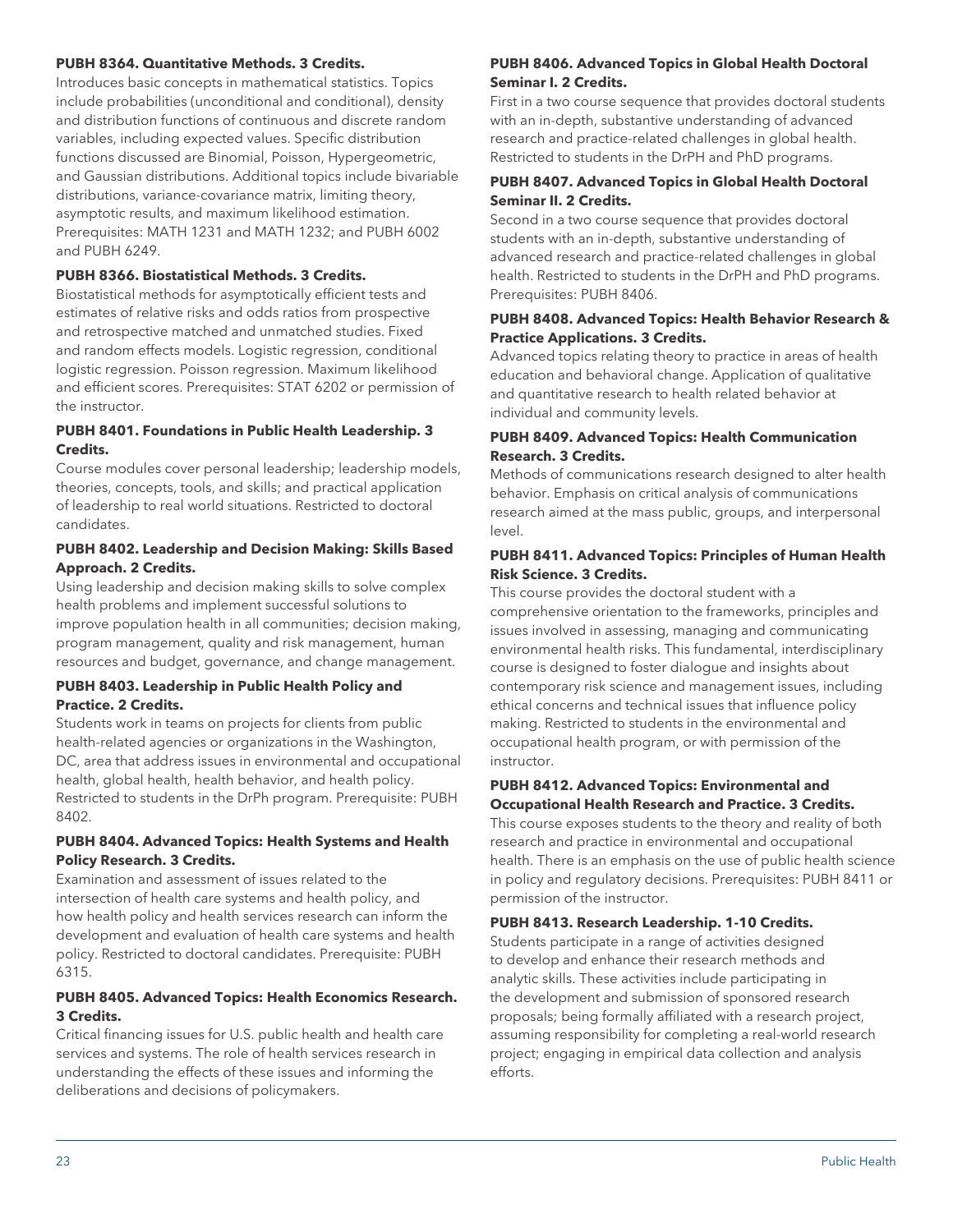**PUBH 8364. Quantitative Methods. 3 Credits.**

Introduces basic concepts in mathematical statistics. Topics include probabilities (unconditional and conditional), density and distribution functions of continuous and discrete random variables, including expected values. Specific distribution functions discussed are Binomial, Poisson, Hypergeometric, and Gaussian distributions. Additional topics include bivariable distributions, variance-covariance matrix, limiting theory, asymptotic results, and maximum likelihood estimation. Prerequisites: MATH 1231 and MATH 1232; and PUBH 6002 and PUBH 6249.

**PUBH 8366. Biostatistical Methods. 3 Credits.**

Biostatistical methods for asymptotically efficient tests and estimates of relative risks and odds ratios from prospective and retrospective matched and unmatched studies. Fixed and random effects models. Logistic regression, conditional logistic regression. Poisson regression. Maximum likelihood and efficient scores. Prerequisites: STAT 6202 or permission of the instructor.

**PUBH 8401. Foundations in Public Health Leadership. 3 Credits.**

Course modules cover personal leadership; leadership models, theories, concepts, tools, and skills; and practical application of leadership to real world situations. Restricted to doctoral candidates.

**PUBH 8402. Leadership and Decision Making: Skills Based Approach. 2 Credits.**

Using leadership and decision making skills to solve complex health problems and implement successful solutions to improve population health in all communities; decision making, program management, quality and risk management, human resources and budget, governance, and change management.

**PUBH 8403. Leadership in Public Health Policy and Practice. 2 Credits.**

Students work in teams on projects for clients from public health-related agencies or organizations in the Washington, DC, area that address issues in environmental and occupational health, global health, health behavior, and health policy. Restricted to students in the DrPh program. Prerequisite: PUBH 8402.

**PUBH 8404. Advanced Topics: Health Systems and Health Policy Research. 3 Credits.**

Examination and assessment of issues related to the intersection of health care systems and health policy, and how health policy and health services research can inform the development and evaluation of health care systems and health policy. Restricted to doctoral candidates. Prerequisite: PUBH 6315.

**PUBH 8405. Advanced Topics: Health Economics Research. 3 Credits.**

Critical financing issues for U.S. public health and health care services and systems. The role of health services research in understanding the effects of these issues and informing the deliberations and decisions of policymakers.

**PUBH 8406. Advanced Topics in Global Health Doctoral Seminar I. 2 Credits.**

First in a two course sequence that provides doctoral students with an in-depth, substantive understanding of advanced research and practice-related challenges in global health. Restricted to students in the DrPH and PhD programs.

**PUBH 8407. Advanced Topics in Global Health Doctoral Seminar II. 2 Credits.**

Second in a two course sequence that provides doctoral students with an in-depth, substantive understanding of advanced research and practice-related challenges in global health. Restricted to students in the DrPH and PhD programs. Prerequisites: PUBH 8406.

**PUBH 8408. Advanced Topics: Health Behavior Research & Practice Applications. 3 Credits.**

Advanced topics relating theory to practice in areas of health education and behavioral change. Application of qualitative and quantitative research to health related behavior at individual and community levels.

**PUBH 8409. Advanced Topics: Health Communication Research. 3 Credits.**

Methods of communications research designed to alter health behavior. Emphasis on critical analysis of communications research aimed at the mass public, groups, and interpersonal level.

**PUBH 8411. Advanced Topics: Principles of Human Health Risk Science. 3 Credits.**

This course provides the doctoral student with a comprehensive orientation to the frameworks, principles and issues involved in assessing, managing and communicating environmental health risks. This fundamental, interdisciplinary course is designed to foster dialogue and insights about contemporary risk science and management issues, including ethical concerns and technical issues that influence policy making. Restricted to students in the environmental and occupational health program, or with permission of the instructor.

**PUBH 8412. Advanced Topics: Environmental and Occupational Health Research and Practice. 3 Credits.**

This course exposes students to the theory and reality of both research and practice in environmental and occupational health. There is an emphasis on the use of public health science in policy and regulatory decisions. Prerequisites: PUBH 8411 or permission of the instructor.

**PUBH 8413. Research Leadership. 1-10 Credits.**

Students participate in a range of activities designed to develop and enhance their research methods and analytic skills. These activities include participating in the development and submission of sponsored research proposals; being formally affiliated with a research project, assuming responsibility for completing a real-world research project; engaging in empirical data collection and analysis efforts.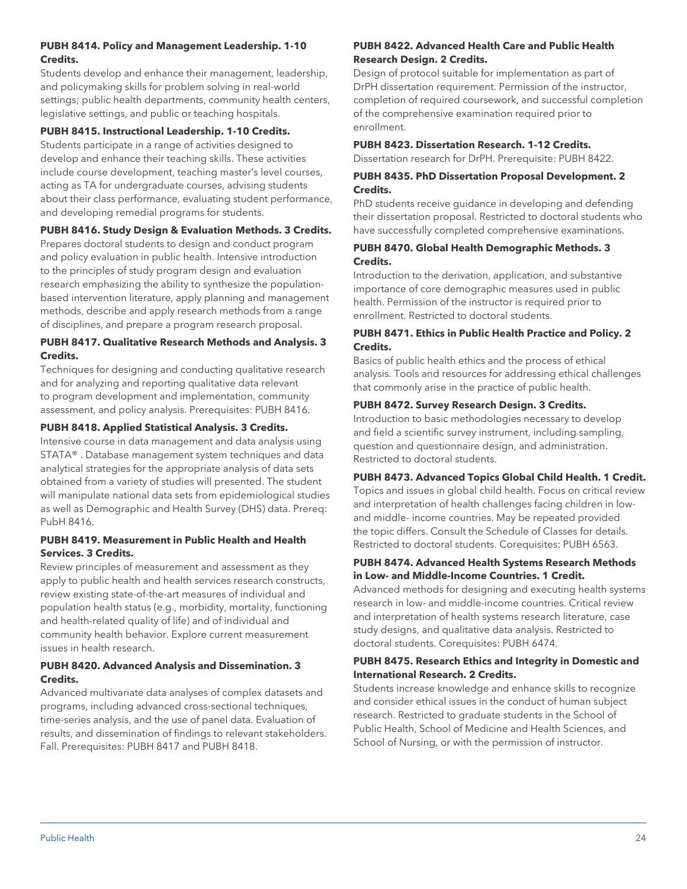**PUBH 8414. Policy and Management Leadership. 1-10 Credits.**

Students develop and enhance their management, leadership, and policymaking skills for problem solving in real-world settings; public health departments, community health centers, legislative settings, and public or teaching hospitals.

**PUBH 8415. Instructional Leadership. 1-10 Credits.**

Students participate in a range of activities designed to develop and enhance their teaching skills. These activities include course development, teaching master's level courses, acting as TA for undergraduate courses, advising students about their class performance, evaluating student performance, and developing remedial programs for students.

**PUBH 8416. Study Design & Evaluation Methods. 3 Credits.**

Prepares doctoral students to design and conduct program and policy evaluation in public health. Intensive introduction to the principles of study program design and evaluation research emphasizing the ability to synthesize the population-based intervention literature, apply planning and management methods, describe and apply research methods from a range of disciplines, and prepare a program research proposal.

**PUBH 8417. Qualitative Research Methods and Analysis. 3 Credits.**

Techniques for designing and conducting qualitative research and for analyzing and reporting qualitative data relevant to program development and implementation, community assessment, and policy analysis. Prerequisites: PUBH 8416.

**PUBH 8418. Applied Statistical Analysis. 3 Credits.**

Intensive course in data management and data analysis using STATA® . Database management system techniques and data analytical strategies for the appropriate analysis of data sets obtained from a variety of studies will presented. The student will manipulate national data sets from epidemiological studies as well as Demographic and Health Survey (DHS) data. Prereq: PubH 8416.

**PUBH 8419. Measurement in Public Health and Health Services. 3 Credits.**

Review principles of measurement and assessment as they apply to public health and health services research constructs, review existing state-of-the-art measures of individual and population health status (e.g., morbidity, mortality, functioning and health-related quality of life) and of individual and community health behavior. Explore current measurement issues in health research.

**PUBH 8420. Advanced Analysis and Dissemination. 3 Credits.**

Advanced multivariate data analyses of complex datasets and programs, including advanced cross-sectional techniques, time-series analysis, and the use of panel data. Evaluation of results, and dissemination of findings to relevant stakeholders. Fall. Prerequisites: PUBH 8417 and PUBH 8418.

**PUBH 8422. Advanced Health Care and Public Health Research Design. 2 Credits.**

Design of protocol suitable for implementation as part of DrPH dissertation requirement. Permission of the instructor, completion of required coursework, and successful completion of the comprehensive examination required prior to enrollment.

**PUBH 8423. Dissertation Research. 1-12 Credits.**

Dissertation research for DrPH. Prerequisite: PUBH 8422.

**PUBH 8435. PhD Dissertation Proposal Development. 2 Credits.**

PhD students receive guidance in developing and defending their dissertation proposal. Restricted to doctoral students who have successfully completed comprehensive examinations.

**PUBH 8470. Global Health Demographic Methods. 3 Credits.**

Introduction to the derivation, application, and substantive importance of core demographic measures used in public health. Permission of the instructor is required prior to enrollment. Restricted to doctoral students.

**PUBH 8471. Ethics in Public Health Practice and Policy. 2 Credits.**

Basics of public health ethics and the process of ethical analysis. Tools and resources for addressing ethical challenges that commonly arise in the practice of public health.

**PUBH 8472. Survey Research Design. 3 Credits.**

Introduction to basic methodologies necessary to develop and field a scientific survey instrument, including sampling, question and questionnaire design, and administration. Restricted to doctoral students.

**PUBH 8473. Advanced Topics Global Child Health. 1 Credit.**

Topics and issues in global child health. Focus on critical review and interpretation of health challenges facing children in low- and middle- income countries. May be repeated provided the topic differs. Consult the Schedule of Classes for details. Restricted to doctoral students. Corequisites: PUBH 6563.

**PUBH 8474. Advanced Health Systems Research Methods in Low- and Middle-Income Countries. 1 Credit.**

Advanced methods for designing and executing health systems research in low- and middle-income countries. Critical review and interpretation of health systems research literature, case study designs, and qualitative data analysis. Restricted to doctoral students. Corequisites: PUBH 6474.

**PUBH 8475. Research Ethics and Integrity in Domestic and International Research. 2 Credits.**

Students increase knowledge and enhance skills to recognize and consider ethical issues in the conduct of human subject research. Restricted to graduate students in the School of Public Health, School of Medicine and Health Sciences, and School of Nursing, or with the permission of instructor.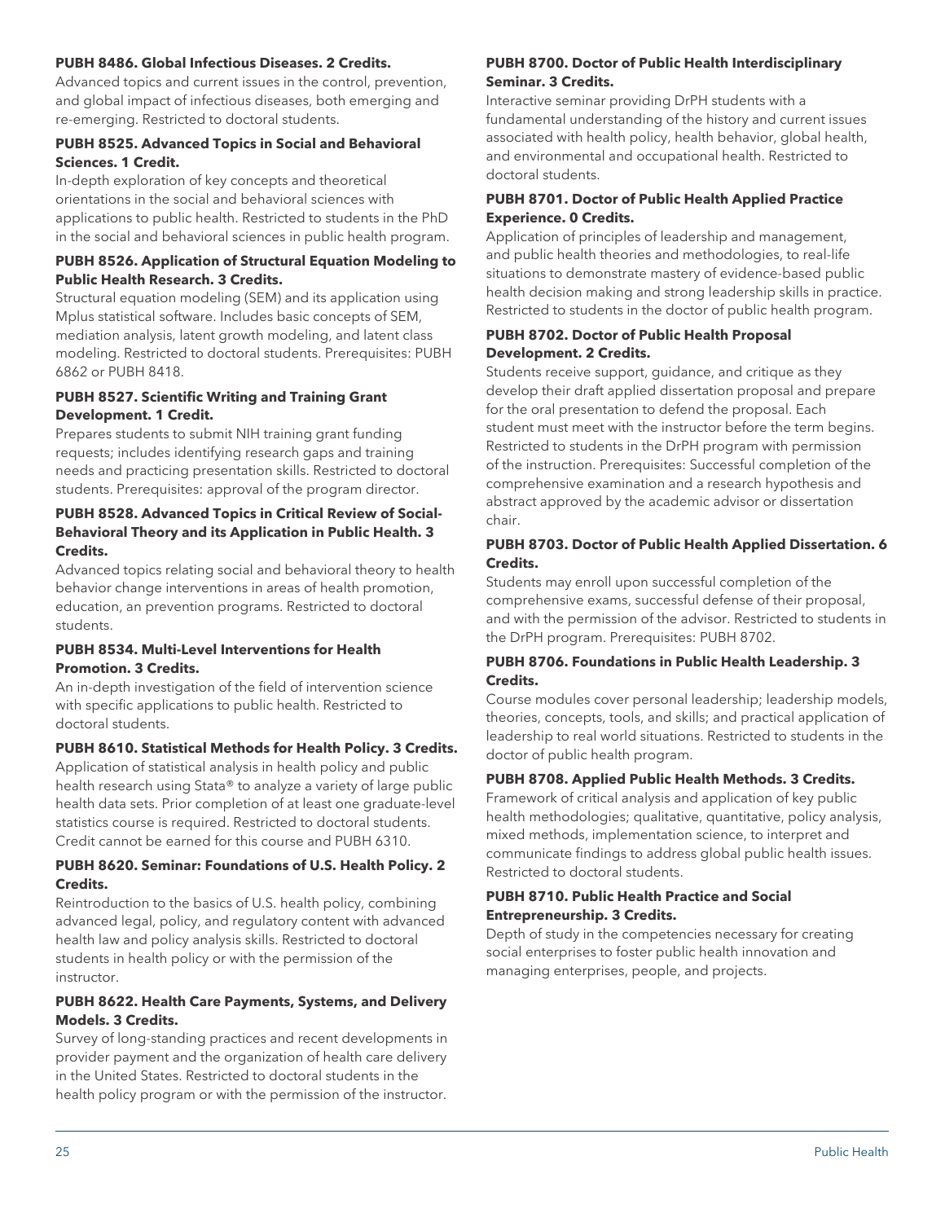**PUBH 8486. Global Infectious Diseases. 2 Credits.**

Advanced topics and current issues in the control, prevention, and global impact of infectious diseases, both emerging and re-emerging. Restricted to doctoral students.

**PUBH 8525. Advanced Topics in Social and Behavioral Sciences. 1 Credit.**

In-depth exploration of key concepts and theoretical orientations in the social and behavioral sciences with applications to public health. Restricted to students in the PhD in the social and behavioral sciences in public health program.

**PUBH 8526. Application of Structural Equation Modeling to Public Health Research. 3 Credits.**

Structural equation modeling (SEM) and its application using Mplus statistical software. Includes basic concepts of SEM, mediation analysis, latent growth modeling, and latent class modeling. Restricted to doctoral students. Prerequisites: PUBH 6862 or PUBH 8418.

**PUBH 8527. Scientific Writing and Training Grant Development. 1 Credit.**

Prepares students to submit NIH training grant funding requests; includes identifying research gaps and training needs and practicing presentation skills. Restricted to doctoral students. Prerequisites: approval of the program director.

**PUBH 8528. Advanced Topics in Critical Review of Social-Behavioral Theory and its Application in Public Health. 3 Credits.**

Advanced topics relating social and behavioral theory to health behavior change interventions in areas of health promotion, education, an prevention programs. Restricted to doctoral students.

**PUBH 8534. Multi-Level Interventions for Health Promotion. 3 Credits.**

An in-depth investigation of the field of intervention science with specific applications to public health. Restricted to doctoral students.

**PUBH 8610. Statistical Methods for Health Policy. 3 Credits.**

Application of statistical analysis in health policy and public health research using Stata® to analyze a variety of large public health data sets. Prior completion of at least one graduate-level statistics course is required. Restricted to doctoral students. Credit cannot be earned for this course and PUBH 6310.

**PUBH 8620. Seminar: Foundations of U.S. Health Policy. 2 Credits.**

Reintroduction to the basics of U.S. health policy, combining advanced legal, policy, and regulatory content with advanced health law and policy analysis skills. Restricted to doctoral students in health policy or with the permission of the instructor.

**PUBH 8622. Health Care Payments, Systems, and Delivery Models. 3 Credits.**

Survey of long-standing practices and recent developments in provider payment and the organization of health care delivery in the United States. Restricted to doctoral students in the health policy program or with the permission of the instructor.

**PUBH 8700. Doctor of Public Health Interdisciplinary Seminar. 3 Credits.**

Interactive seminar providing DrPH students with a fundamental understanding of the history and current issues associated with health policy, health behavior, global health, and environmental and occupational health. Restricted to doctoral students.

**PUBH 8701. Doctor of Public Health Applied Practice Experience. 0 Credits.**

Application of principles of leadership and management, and public health theories and methodologies, to real-life situations to demonstrate mastery of evidence-based public health decision making and strong leadership skills in practice. Restricted to students in the doctor of public health program.

**PUBH 8702. Doctor of Public Health Proposal Development. 2 Credits.**

Students receive support, guidance, and critique as they develop their draft applied dissertation proposal and prepare for the oral presentation to defend the proposal. Each student must meet with the instructor before the term begins. Restricted to students in the DrPH program with permission of the instruction. Prerequisites: Successful completion of the comprehensive examination and a research hypothesis and abstract approved by the academic advisor or dissertation chair.

**PUBH 8703. Doctor of Public Health Applied Dissertation. 6 Credits.**

Students may enroll upon successful completion of the comprehensive exams, successful defense of their proposal, and with the permission of the advisor. Restricted to students in the DrPH program. Prerequisites: PUBH 8702.

**PUBH 8706. Foundations in Public Health Leadership. 3 Credits.**

Course modules cover personal leadership; leadership models, theories, concepts, tools, and skills; and practical application of leadership to real world situations. Restricted to students in the doctor of public health program.

**PUBH 8708. Applied Public Health Methods. 3 Credits.**

Framework of critical analysis and application of key public health methodologies; qualitative, quantitative, policy analysis, mixed methods, implementation science, to interpret and communicate findings to address global public health issues. Restricted to doctoral students.

**PUBH 8710. Public Health Practice and Social Entrepreneurship. 3 Credits.**

Depth of study in the competencies necessary for creating social enterprises to foster public health innovation and managing enterprises, people, and projects.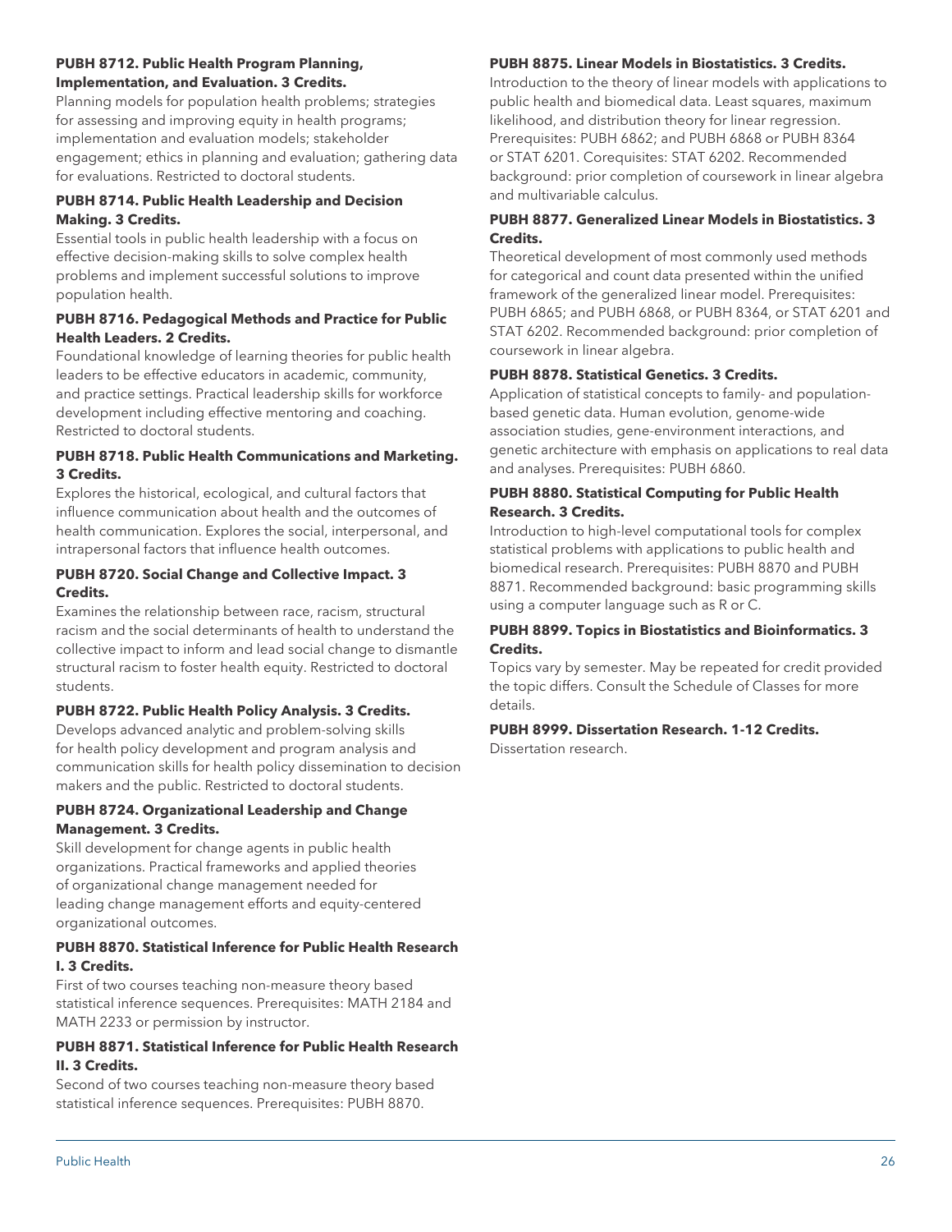**PUBH 8712. Public Health Program Planning, Implementation, and Evaluation. 3 Credits.**

Planning models for population health problems; strategies for assessing and improving equity in health programs; implementation and evaluation models; stakeholder engagement; ethics in planning and evaluation; gathering data for evaluations. Restricted to doctoral students.

**PUBH 8714. Public Health Leadership and Decision Making. 3 Credits.**

Essential tools in public health leadership with a focus on effective decision-making skills to solve complex health problems and implement successful solutions to improve population health.

**PUBH 8716. Pedagogical Methods and Practice for Public Health Leaders. 2 Credits.**

Foundational knowledge of learning theories for public health leaders to be effective educators in academic, community, and practice settings. Practical leadership skills for workforce development including effective mentoring and coaching. Restricted to doctoral students.

**PUBH 8718. Public Health Communications and Marketing. 3 Credits.**

Explores the historical, ecological, and cultural factors that influence communication about health and the outcomes of health communication. Explores the social, interpersonal, and intrapersonal factors that influence health outcomes.

**PUBH 8720. Social Change and Collective Impact. 3 Credits.**

Examines the relationship between race, racism, structural racism and the social determinants of health to understand the collective impact to inform and lead social change to dismantle structural racism to foster health equity. Restricted to doctoral students.

**PUBH 8722. Public Health Policy Analysis. 3 Credits.**

Develops advanced analytic and problem-solving skills for health policy development and program analysis and communication skills for health policy dissemination to decision makers and the public. Restricted to doctoral students.

**PUBH 8724. Organizational Leadership and Change Management. 3 Credits.**

Skill development for change agents in public health organizations. Practical frameworks and applied theories of organizational change management needed for leading change management efforts and equity-centered organizational outcomes.

**PUBH 8870. Statistical Inference for Public Health Research I. 3 Credits.**

First of two courses teaching non-measure theory based statistical inference sequences. Prerequisites: MATH 2184 and MATH 2233 or permission by instructor.

**PUBH 8871. Statistical Inference for Public Health Research II. 3 Credits.**

Second of two courses teaching non-measure theory based statistical inference sequences. Prerequisites: PUBH 8870.

**PUBH 8875. Linear Models in Biostatistics. 3 Credits.**

Introduction to the theory of linear models with applications to public health and biomedical data. Least squares, maximum likelihood, and distribution theory for linear regression. Prerequisites: PUBH 6862; and PUBH 6868 or PUBH 8364 or STAT 6201. Corequisites: STAT 6202. Recommended background: prior completion of coursework in linear algebra and multivariable calculus.

**PUBH 8877. Generalized Linear Models in Biostatistics. 3 Credits.**

Theoretical development of most commonly used methods for categorical and count data presented within the unified framework of the generalized linear model. Prerequisites: PUBH 6865; and PUBH 6868, or PUBH 8364, or STAT 6201 and STAT 6202. Recommended background: prior completion of coursework in linear algebra.

**PUBH 8878. Statistical Genetics. 3 Credits.**

Application of statistical concepts to family- and population-based genetic data. Human evolution, genome-wide association studies, gene-environment interactions, and genetic architecture with emphasis on applications to real data and analyses. Prerequisites: PUBH 6860.

**PUBH 8880. Statistical Computing for Public Health Research. 3 Credits.**

Introduction to high-level computational tools for complex statistical problems with applications to public health and biomedical research. Prerequisites: PUBH 8870 and PUBH 8871. Recommended background: basic programming skills using a computer language such as R or C.

**PUBH 8899. Topics in Biostatistics and Bioinformatics. 3 Credits.**

Topics vary by semester. May be repeated for credit provided the topic differs. Consult the Schedule of Classes for more details.

**PUBH 8999. Dissertation Research. 1-12 Credits.**

Dissertation research.